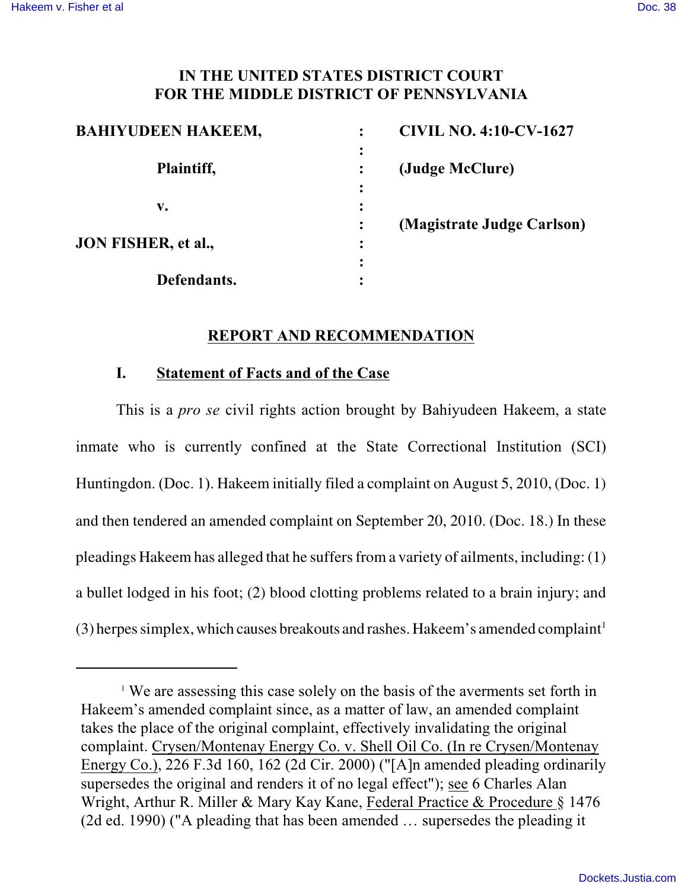**IN THE UNITED STATES DISTRICT COURT**
**FOR THE MIDDLE DISTRICT OF PENNSYLVANIA**

| | | |
|---|---|---|
| **BAHIYUDEEN HAKEEM,** | : | **CIVIL NO. 4:10-CV-1627** |
| | : | |
| **Plaintiff,** | : | **(Judge McClure)** |
| | : | |
| **v.** | : | |
| | : | **(Magistrate Judge Carlson)** |
| **JON FISHER, et al.,** | : | |
| | : | |
| **Defendants.** | : | |

## REPORT AND RECOMMENDATION

### I. Statement of Facts and of the Case

This is a *pro se* civil rights action brought by Bahiyudeen Hakeem, a state inmate who is currently confined at the State Correctional Institution (SCI) Huntingdon. (Doc. 1). Hakeem initially filed a complaint on August 5, 2010, (Doc. 1) and then tendered an amended complaint on September 20, 2010. (Doc. 18.) In these pleadings Hakeem has alleged that he suffers from a variety of ailments, including: (1) a bullet lodged in his foot; (2) blood clotting problems related to a brain injury; and (3) herpes simplex, which causes breakouts and rashes. Hakeem's amended complaint[1]

[1] We are assessing this case solely on the basis of the averments set forth in Hakeem's amended complaint since, as a matter of law, an amended complaint takes the place of the original complaint, effectively invalidating the original complaint. Crysen/Montenay Energy Co. v. Shell Oil Co. (In re Crysen/Montenay Energy Co.), 226 F.3d 160, 162 (2d Cir. 2000) ("[A]n amended pleading ordinarily supersedes the original and renders it of no legal effect"); see 6 Charles Alan Wright, Arthur R. Miller & Mary Kay Kane, Federal Practice & Procedure § 1476 (2d ed. 1990) ("A pleading that has been amended … supersedes the pleading it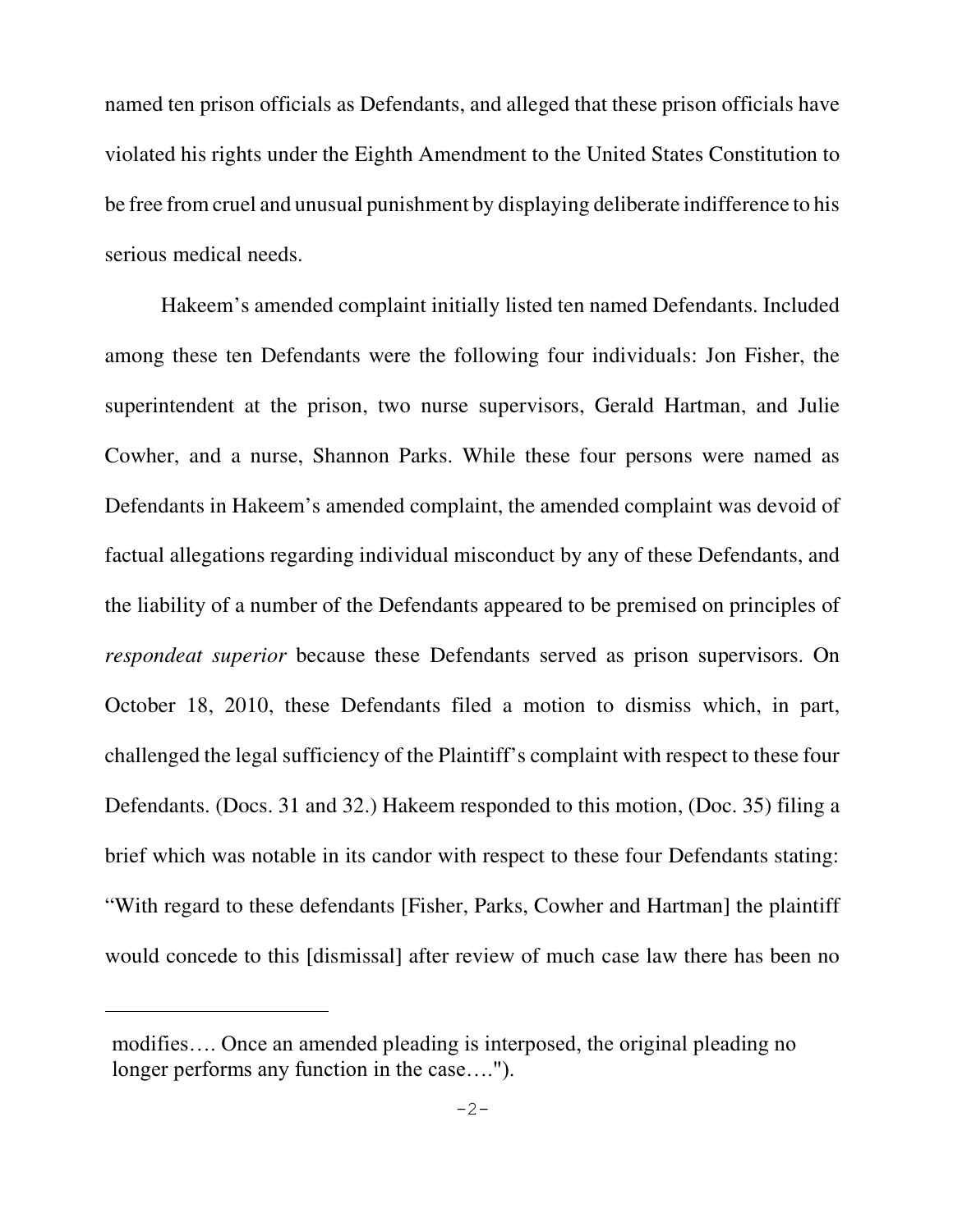named ten prison officials as Defendants, and alleged that these prison officials have violated his rights under the Eighth Amendment to the United States Constitution to be free from cruel and unusual punishment by displaying deliberate indifference to his serious medical needs.

Hakeem's amended complaint initially listed ten named Defendants. Included among these ten Defendants were the following four individuals: Jon Fisher, the superintendent at the prison, two nurse supervisors, Gerald Hartman, and Julie Cowher, and a nurse, Shannon Parks. While these four persons were named as Defendants in Hakeem's amended complaint, the amended complaint was devoid of factual allegations regarding individual misconduct by any of these Defendants, and the liability of a number of the Defendants appeared to be premised on principles of *respondeat superior* because these Defendants served as prison supervisors. On October 18, 2010, these Defendants filed a motion to dismiss which, in part, challenged the legal sufficiency of the Plaintiff's complaint with respect to these four Defendants. (Docs. 31 and 32.) Hakeem responded to this motion, (Doc. 35) filing a brief which was notable in its candor with respect to these four Defendants stating: "With regard to these defendants [Fisher, Parks, Cowher and Hartman] the plaintiff would concede to this [dismissal] after review of much case law there has been no

---

modifies…. Once an amended pleading is interposed, the original pleading no longer performs any function in the case….").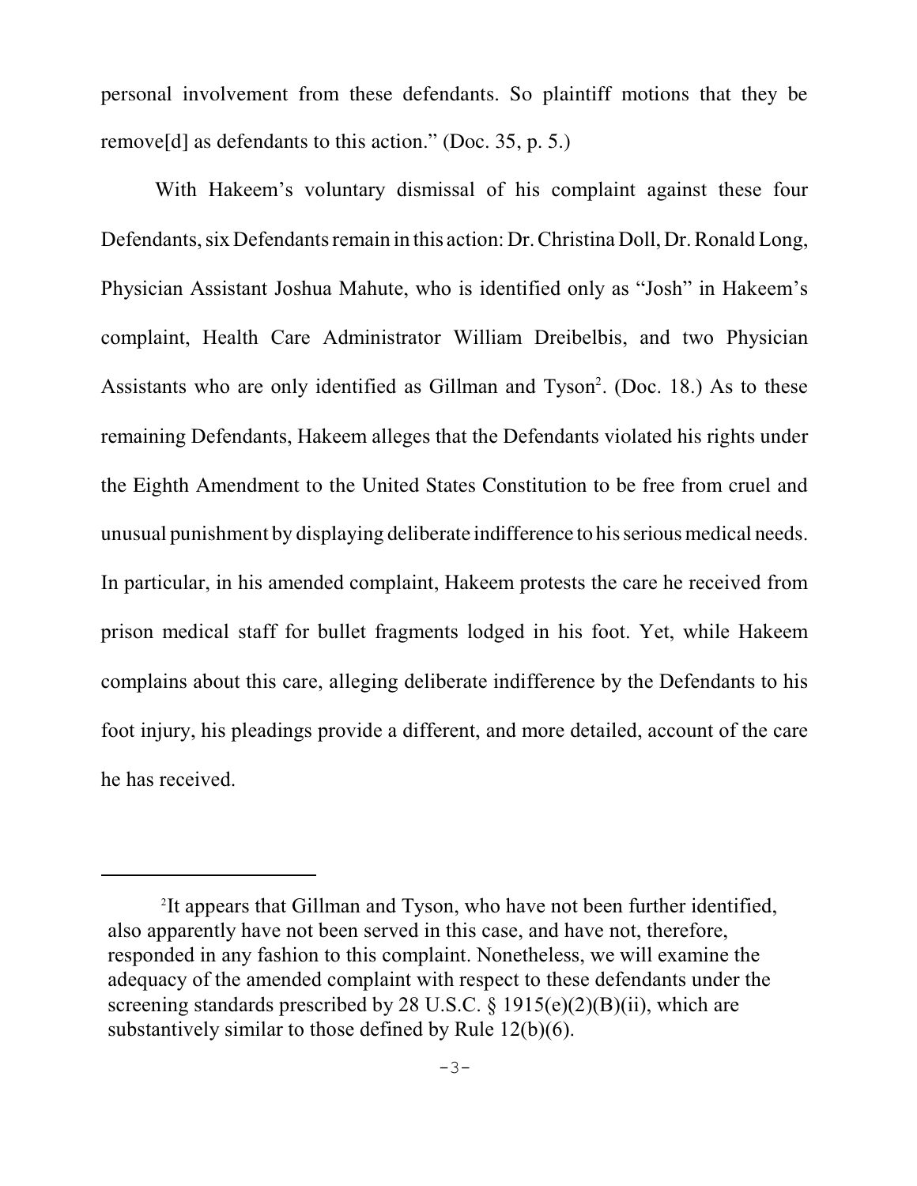personal involvement from these defendants. So plaintiff motions that they be remove[d] as defendants to this action." (Doc. 35, p. 5.)

With Hakeem's voluntary dismissal of his complaint against these four Defendants, six Defendants remain in this action: Dr. Christina Doll, Dr. Ronald Long, Physician Assistant Joshua Mahute, who is identified only as "Josh" in Hakeem's complaint, Health Care Administrator William Dreibelbis, and two Physician Assistants who are only identified as Gillman and Tyson[2]. (Doc. 18.) As to these remaining Defendants, Hakeem alleges that the Defendants violated his rights under the Eighth Amendment to the United States Constitution to be free from cruel and unusual punishment by displaying deliberate indifference to his serious medical needs. In particular, in his amended complaint, Hakeem protests the care he received from prison medical staff for bullet fragments lodged in his foot. Yet, while Hakeem complains about this care, alleging deliberate indifference by the Defendants to his foot injury, his pleadings provide a different, and more detailed, account of the care he has received.

---

[2]It appears that Gillman and Tyson, who have not been further identified, also apparently have not been served in this case, and have not, therefore, responded in any fashion to this complaint. Nonetheless, we will examine the adequacy of the amended complaint with respect to these defendants under the screening standards prescribed by 28 U.S.C. § 1915(e)(2)(B)(ii), which are substantively similar to those defined by Rule 12(b)(6).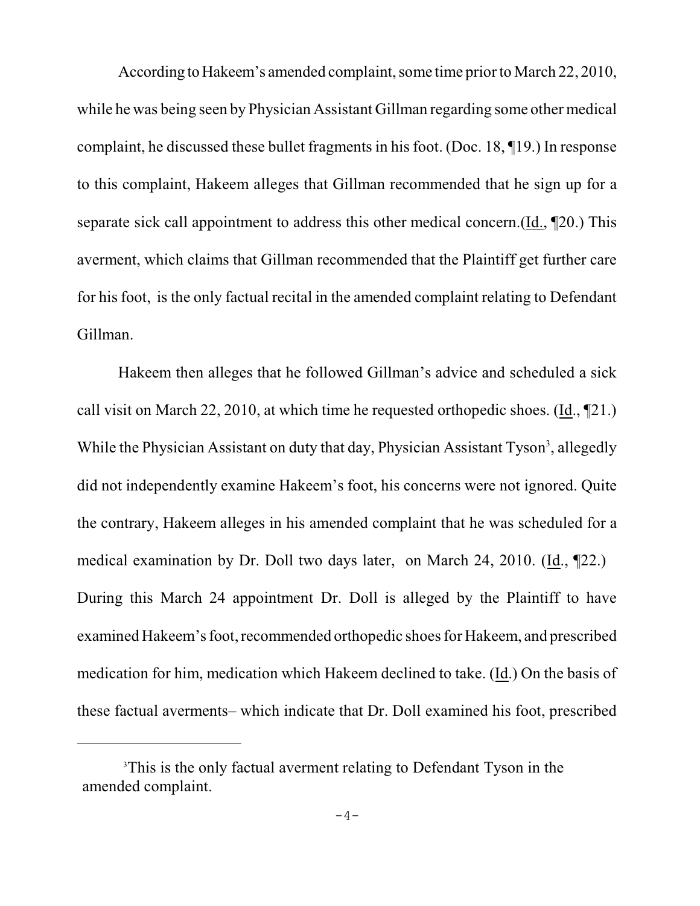According to Hakeem's amended complaint, some time prior to March 22, 2010, while he was being seen by Physician Assistant Gillman regarding some other medical complaint, he discussed these bullet fragments in his foot. (Doc. 18, ¶19.) In response to this complaint, Hakeem alleges that Gillman recommended that he sign up for a separate sick call appointment to address this other medical concern.(Id., ¶20.) This averment, which claims that Gillman recommended that the Plaintiff get further care for his foot, is the only factual recital in the amended complaint relating to Defendant Gillman.

Hakeem then alleges that he followed Gillman's advice and scheduled a sick call visit on March 22, 2010, at which time he requested orthopedic shoes. (Id., ¶21.) While the Physician Assistant on duty that day, Physician Assistant Tyson[3], allegedly did not independently examine Hakeem's foot, his concerns were not ignored. Quite the contrary, Hakeem alleges in his amended complaint that he was scheduled for a medical examination by Dr. Doll two days later, on March 24, 2010. (Id., ¶22.) During this March 24 appointment Dr. Doll is alleged by the Plaintiff to have examined Hakeem's foot, recommended orthopedic shoes for Hakeem, and prescribed medication for him, medication which Hakeem declined to take. (Id.) On the basis of these factual averments– which indicate that Dr. Doll examined his foot, prescribed

[3] This is the only factual averment relating to Defendant Tyson in the amended complaint.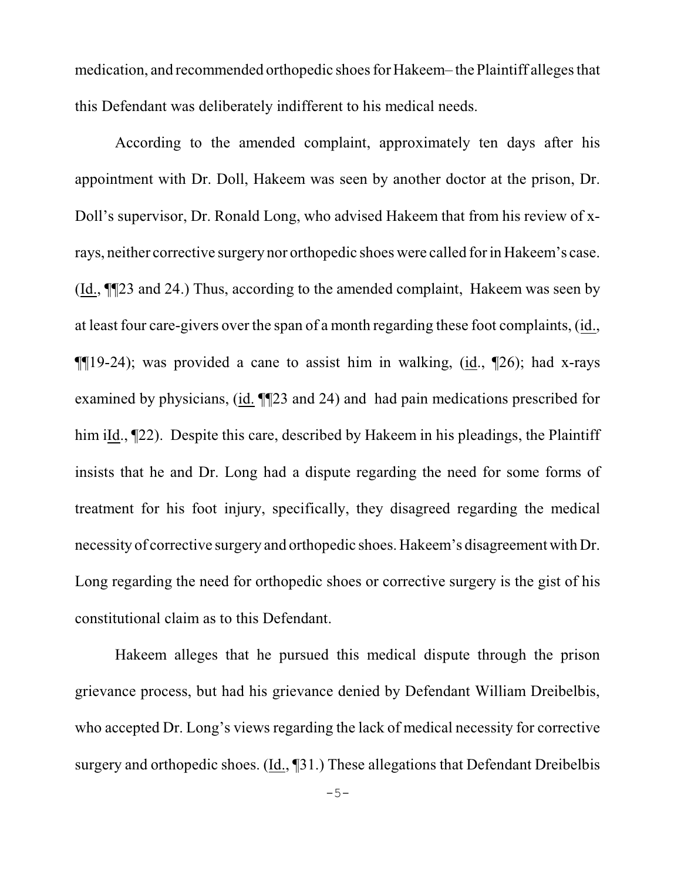medication, and recommended orthopedic shoes for Hakeem– the Plaintiff alleges that this Defendant was deliberately indifferent to his medical needs.

According to the amended complaint, approximately ten days after his appointment with Dr. Doll, Hakeem was seen by another doctor at the prison, Dr. Doll's supervisor, Dr. Ronald Long, who advised Hakeem that from his review of x-rays, neither corrective surgery nor orthopedic shoes were called for in Hakeem's case. (Id., ¶¶23 and 24.) Thus, according to the amended complaint, Hakeem was seen by at least four care-givers over the span of a month regarding these foot complaints, (id., ¶¶19-24); was provided a cane to assist him in walking, (id., ¶26); had x-rays examined by physicians, (id. ¶¶23 and 24) and had pain medications prescribed for him iId., ¶22). Despite this care, described by Hakeem in his pleadings, the Plaintiff insists that he and Dr. Long had a dispute regarding the need for some forms of treatment for his foot injury, specifically, they disagreed regarding the medical necessity of corrective surgery and orthopedic shoes. Hakeem's disagreement with Dr. Long regarding the need for orthopedic shoes or corrective surgery is the gist of his constitutional claim as to this Defendant.

Hakeem alleges that he pursued this medical dispute through the prison grievance process, but had his grievance denied by Defendant William Dreibelbis, who accepted Dr. Long's views regarding the lack of medical necessity for corrective surgery and orthopedic shoes. (Id., ¶31.) These allegations that Defendant Dreibelbis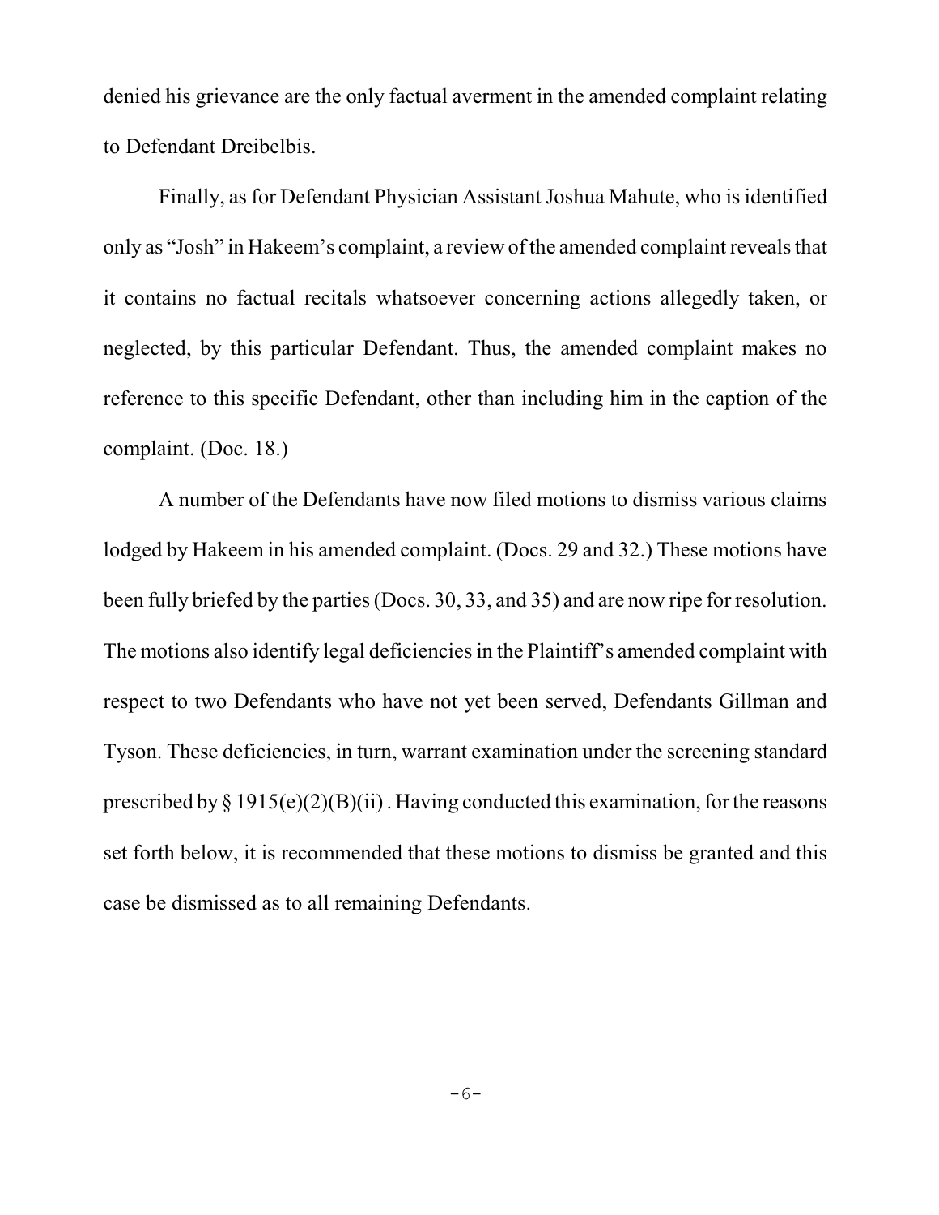denied his grievance are the only factual averment in the amended complaint relating to Defendant Dreibelbis.

Finally, as for Defendant Physician Assistant Joshua Mahute, who is identified only as "Josh" in Hakeem's complaint, a review of the amended complaint reveals that it contains no factual recitals whatsoever concerning actions allegedly taken, or neglected, by this particular Defendant. Thus, the amended complaint makes no reference to this specific Defendant, other than including him in the caption of the complaint. (Doc. 18.)

A number of the Defendants have now filed motions to dismiss various claims lodged by Hakeem in his amended complaint. (Docs. 29 and 32.) These motions have been fully briefed by the parties (Docs. 30, 33, and 35) and are now ripe for resolution. The motions also identify legal deficiencies in the Plaintiff's amended complaint with respect to two Defendants who have not yet been served, Defendants Gillman and Tyson. These deficiencies, in turn, warrant examination under the screening standard prescribed by § 1915(e)(2)(B)(ii) . Having conducted this examination, for the reasons set forth below, it is recommended that these motions to dismiss be granted and this case be dismissed as to all remaining Defendants.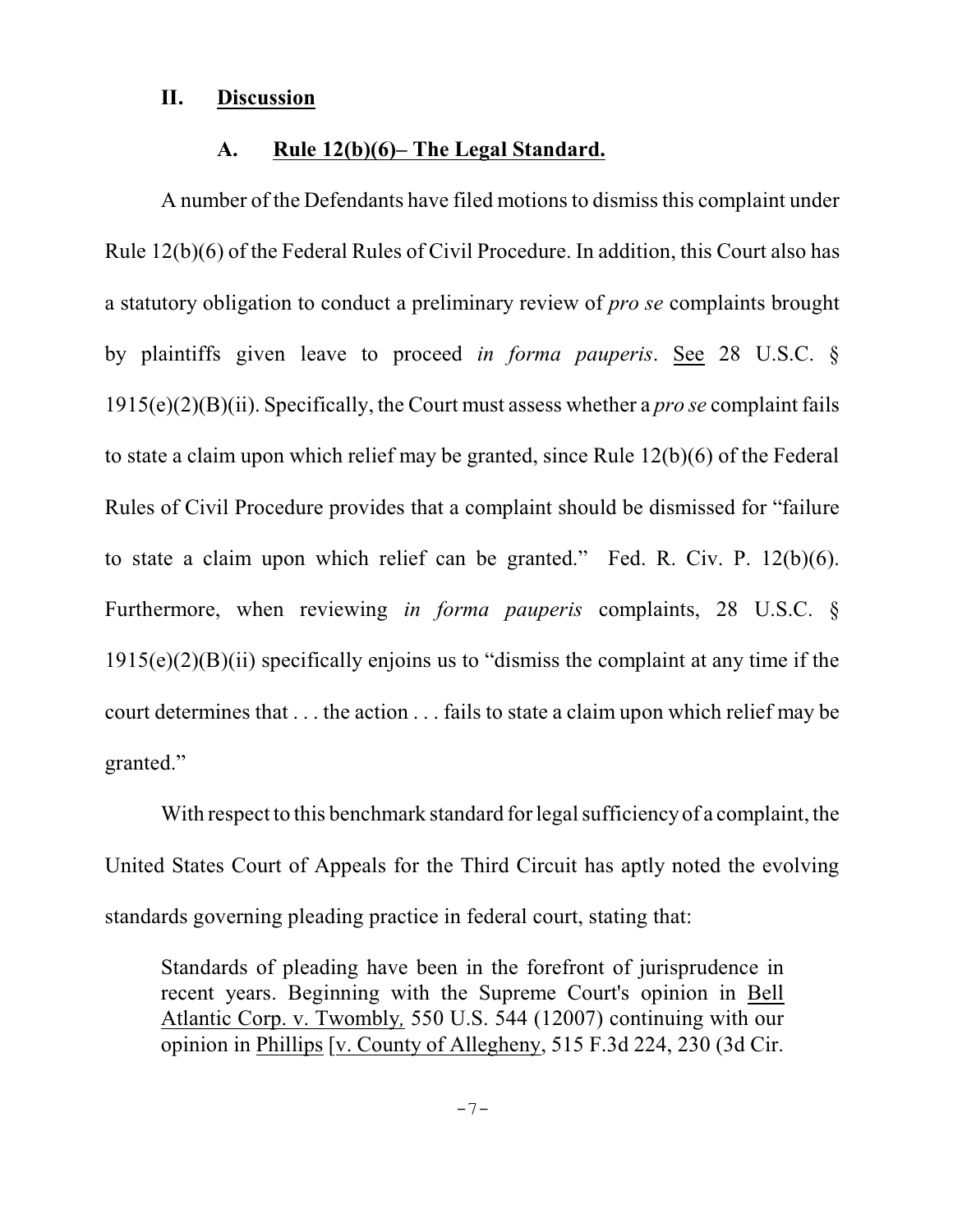## II. Discussion

### A. Rule 12(b)(6)– The Legal Standard.

A number of the Defendants have filed motions to dismiss this complaint under Rule 12(b)(6) of the Federal Rules of Civil Procedure. In addition, this Court also has a statutory obligation to conduct a preliminary review of *pro se* complaints brought by plaintiffs given leave to proceed *in forma pauperis*. See 28 U.S.C. § 1915(e)(2)(B)(ii). Specifically, the Court must assess whether a *pro se* complaint fails to state a claim upon which relief may be granted, since Rule 12(b)(6) of the Federal Rules of Civil Procedure provides that a complaint should be dismissed for "failure to state a claim upon which relief can be granted." Fed. R. Civ. P. 12(b)(6). Furthermore, when reviewing *in forma pauperis* complaints, 28 U.S.C. § 1915(e)(2)(B)(ii) specifically enjoins us to "dismiss the complaint at any time if the court determines that . . . the action . . . fails to state a claim upon which relief may be granted."

With respect to this benchmark standard for legal sufficiency of a complaint, the United States Court of Appeals for the Third Circuit has aptly noted the evolving standards governing pleading practice in federal court, stating that:

> Standards of pleading have been in the forefront of jurisprudence in recent years. Beginning with the Supreme Court's opinion in Bell Atlantic Corp. v. Twombly, 550 U.S. 544 (12007) continuing with our opinion in Phillips [v. County of Allegheny, 515 F.3d 224, 230 (3d Cir.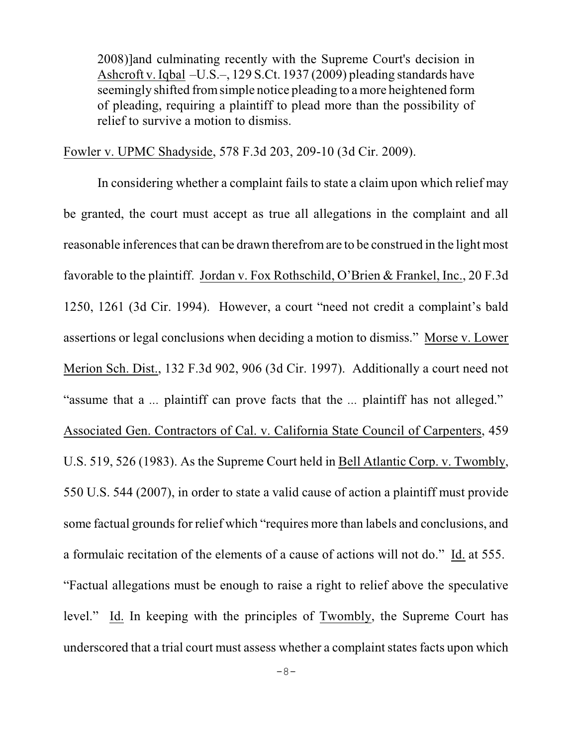2008)]and culminating recently with the Supreme Court's decision in Ashcroft v. Iqbal –U.S.–, 129 S.Ct. 1937 (2009) pleading standards have seemingly shifted from simple notice pleading to a more heightened form of pleading, requiring a plaintiff to plead more than the possibility of relief to survive a motion to dismiss.

Fowler v. UPMC Shadyside, 578 F.3d 203, 209-10 (3d Cir. 2009).

In considering whether a complaint fails to state a claim upon which relief may be granted, the court must accept as true all allegations in the complaint and all reasonable inferences that can be drawn therefrom are to be construed in the light most favorable to the plaintiff. Jordan v. Fox Rothschild, O'Brien & Frankel, Inc., 20 F.3d 1250, 1261 (3d Cir. 1994). However, a court "need not credit a complaint's bald assertions or legal conclusions when deciding a motion to dismiss." Morse v. Lower Merion Sch. Dist., 132 F.3d 902, 906 (3d Cir. 1997). Additionally a court need not "assume that a ... plaintiff can prove facts that the ... plaintiff has not alleged." Associated Gen. Contractors of Cal. v. California State Council of Carpenters, 459 U.S. 519, 526 (1983). As the Supreme Court held in Bell Atlantic Corp. v. Twombly, 550 U.S. 544 (2007), in order to state a valid cause of action a plaintiff must provide some factual grounds for relief which "requires more than labels and conclusions, and a formulaic recitation of the elements of a cause of actions will not do." Id. at 555. "Factual allegations must be enough to raise a right to relief above the speculative level." Id. In keeping with the principles of Twombly, the Supreme Court has underscored that a trial court must assess whether a complaint states facts upon which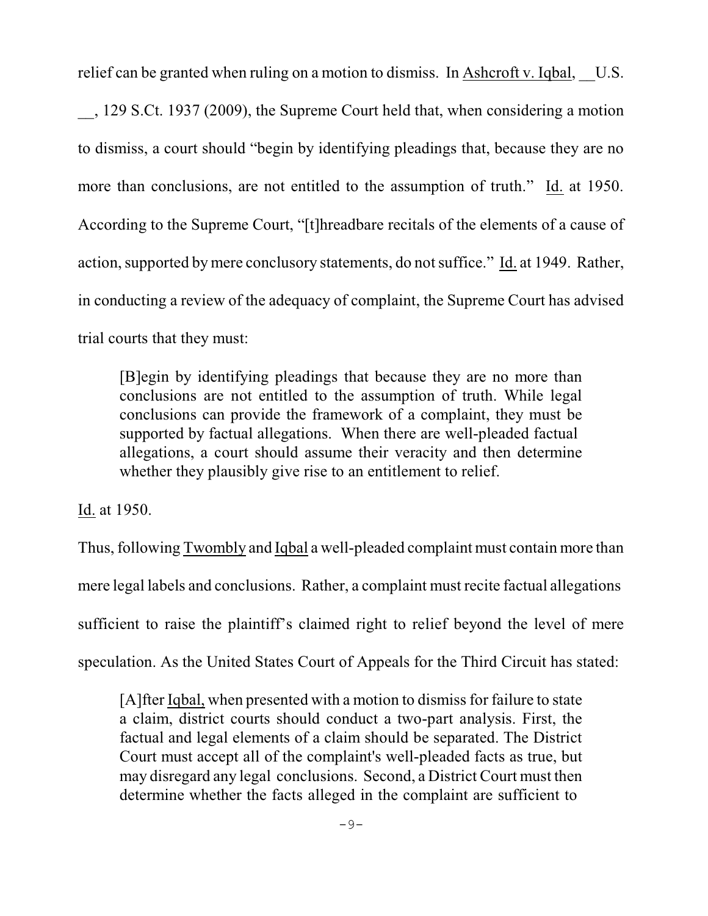relief can be granted when ruling on a motion to dismiss. In Ashcroft v. Iqbal, __U.S. __, 129 S.Ct. 1937 (2009), the Supreme Court held that, when considering a motion to dismiss, a court should "begin by identifying pleadings that, because they are no more than conclusions, are not entitled to the assumption of truth." Id. at 1950. According to the Supreme Court, "[t]hreadbare recitals of the elements of a cause of action, supported by mere conclusory statements, do not suffice." Id. at 1949. Rather, in conducting a review of the adequacy of complaint, the Supreme Court has advised trial courts that they must:

> [B]egin by identifying pleadings that because they are no more than conclusions are not entitled to the assumption of truth. While legal conclusions can provide the framework of a complaint, they must be supported by factual allegations. When there are well-pleaded factual allegations, a court should assume their veracity and then determine whether they plausibly give rise to an entitlement to relief.

Id. at 1950.

Thus, following Twombly and Iqbal a well-pleaded complaint must contain more than mere legal labels and conclusions. Rather, a complaint must recite factual allegations sufficient to raise the plaintiff's claimed right to relief beyond the level of mere speculation. As the United States Court of Appeals for the Third Circuit has stated:

> [A]fter Iqbal, when presented with a motion to dismiss for failure to state a claim, district courts should conduct a two-part analysis. First, the factual and legal elements of a claim should be separated. The District Court must accept all of the complaint's well-pleaded facts as true, but may disregard any legal conclusions. Second, a District Court must then determine whether the facts alleged in the complaint are sufficient to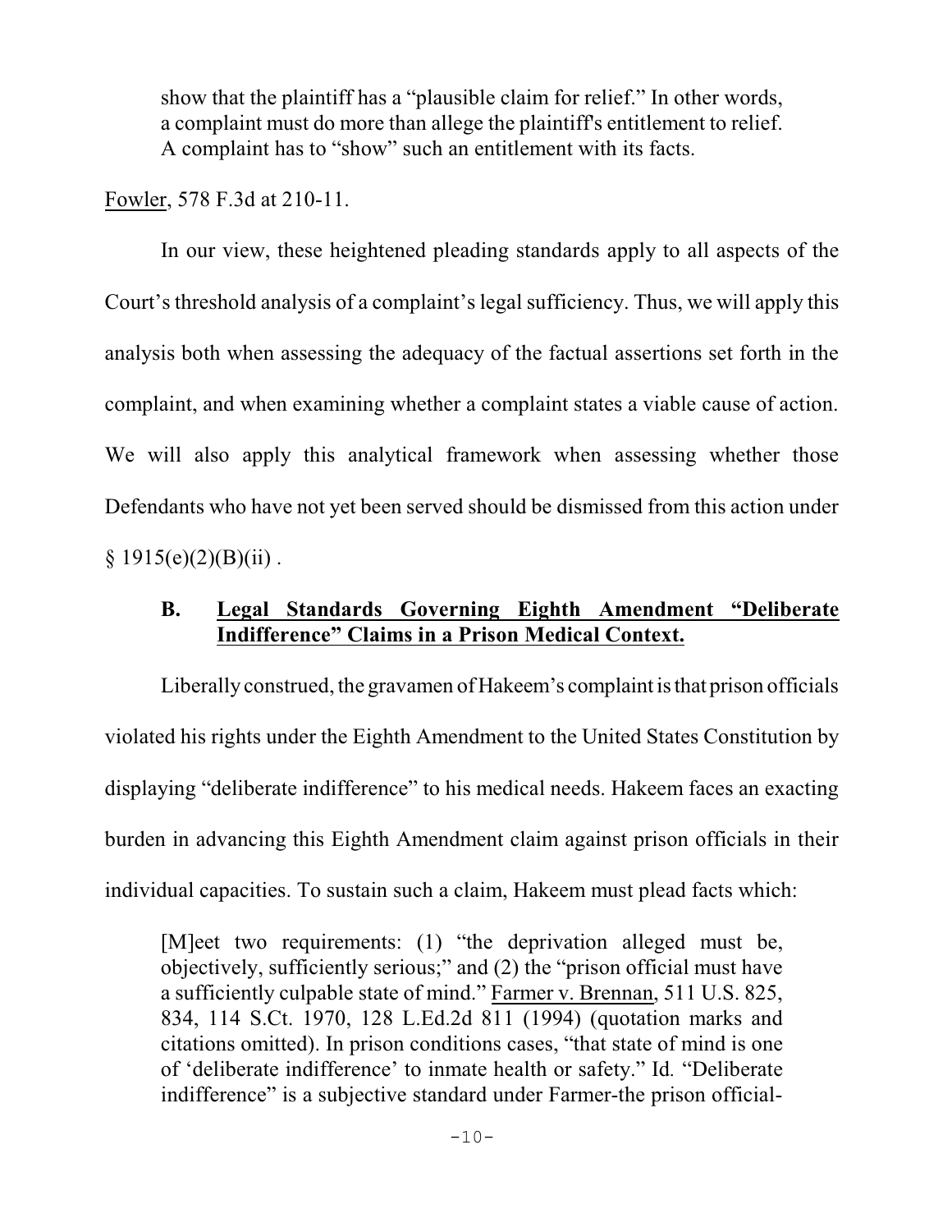> show that the plaintiff has a "plausible claim for relief." In other words, a complaint must do more than allege the plaintiff's entitlement to relief. A complaint has to "show" such an entitlement with its facts.

Fowler, 578 F.3d at 210-11.

In our view, these heightened pleading standards apply to all aspects of the Court's threshold analysis of a complaint's legal sufficiency. Thus, we will apply this analysis both when assessing the adequacy of the factual assertions set forth in the complaint, and when examining whether a complaint states a viable cause of action. We will also apply this analytical framework when assessing whether those Defendants who have not yet been served should be dismissed from this action under § 1915(e)(2)(B)(ii) .

### B. Legal Standards Governing Eighth Amendment "Deliberate Indifference" Claims in a Prison Medical Context.

Liberally construed, the gravamen of Hakeem's complaint is that prison officials violated his rights under the Eighth Amendment to the United States Constitution by displaying "deliberate indifference" to his medical needs. Hakeem faces an exacting burden in advancing this Eighth Amendment claim against prison officials in their individual capacities. To sustain such a claim, Hakeem must plead facts which:

> [M]eet two requirements: (1) "the deprivation alleged must be, objectively, sufficiently serious;" and (2) the "prison official must have a sufficiently culpable state of mind." Farmer v. Brennan, 511 U.S. 825, 834, 114 S.Ct. 1970, 128 L.Ed.2d 811 (1994) (quotation marks and citations omitted). In prison conditions cases, "that state of mind is one of 'deliberate indifference' to inmate health or safety." Id. "Deliberate indifference" is a subjective standard under Farmer-the prison official-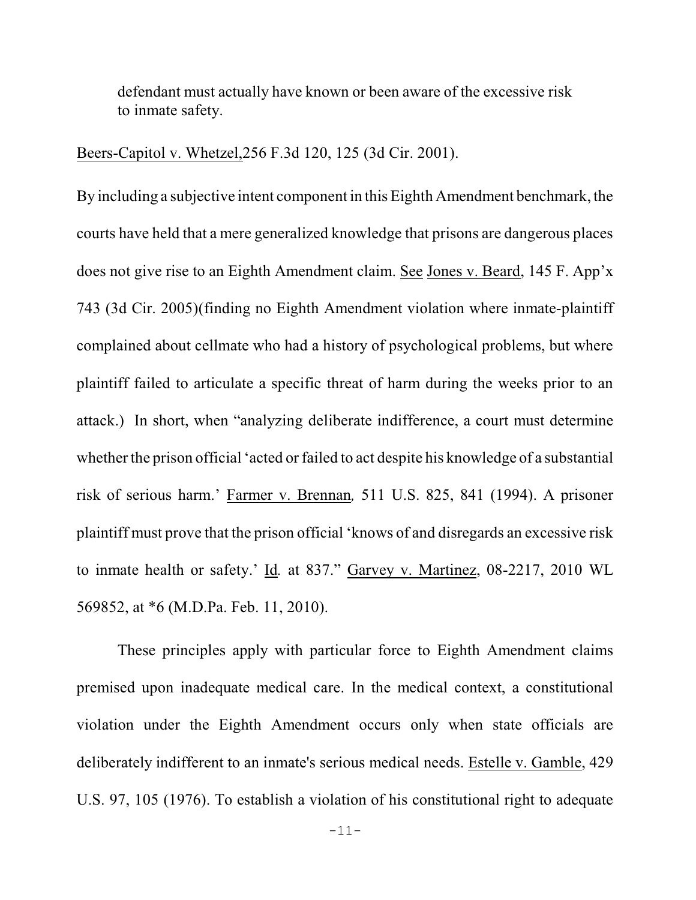defendant must actually have known or been aware of the excessive risk to inmate safety.

Beers-Capitol v. Whetzel,256 F.3d 120, 125 (3d Cir. 2001).

By including a subjective intent component in this Eighth Amendment benchmark, the courts have held that a mere generalized knowledge that prisons are dangerous places does not give rise to an Eighth Amendment claim. See Jones v. Beard, 145 F. App'x 743 (3d Cir. 2005)(finding no Eighth Amendment violation where inmate-plaintiff complained about cellmate who had a history of psychological problems, but where plaintiff failed to articulate a specific threat of harm during the weeks prior to an attack.) In short, when "analyzing deliberate indifference, a court must determine whether the prison official 'acted or failed to act despite his knowledge of a substantial risk of serious harm.' Farmer v. Brennan, 511 U.S. 825, 841 (1994). A prisoner plaintiff must prove that the prison official 'knows of and disregards an excessive risk to inmate health or safety.' Id. at 837." Garvey v. Martinez, 08-2217, 2010 WL 569852, at *6 (M.D.Pa. Feb. 11, 2010).

These principles apply with particular force to Eighth Amendment claims premised upon inadequate medical care. In the medical context, a constitutional violation under the Eighth Amendment occurs only when state officials are deliberately indifferent to an inmate's serious medical needs. Estelle v. Gamble, 429 U.S. 97, 105 (1976). To establish a violation of his constitutional right to adequate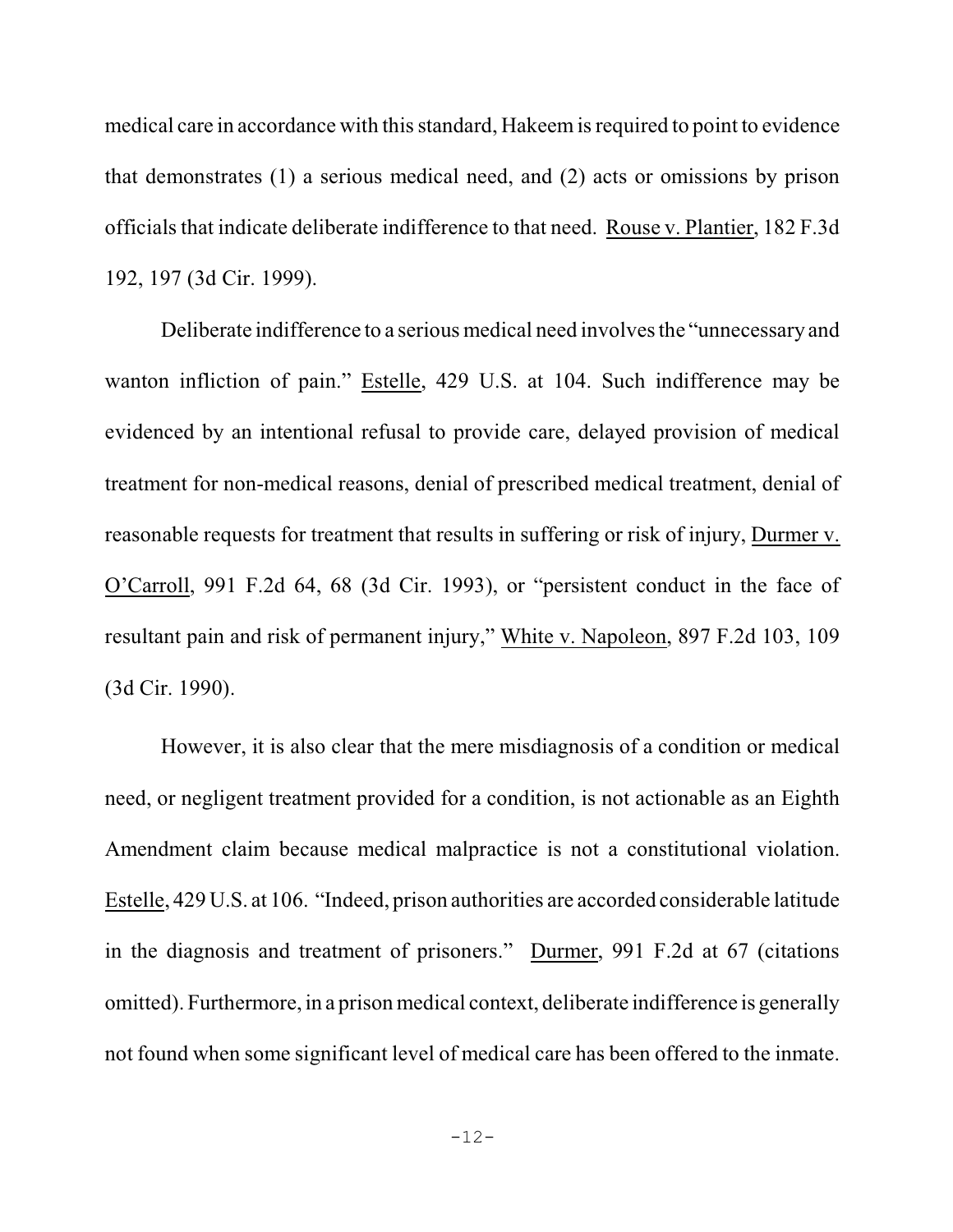medical care in accordance with this standard, Hakeem is required to point to evidence that demonstrates (1) a serious medical need, and (2) acts or omissions by prison officials that indicate deliberate indifference to that need. Rouse v. Plantier, 182 F.3d 192, 197 (3d Cir. 1999).

Deliberate indifference to a serious medical need involves the "unnecessary and wanton infliction of pain." Estelle, 429 U.S. at 104. Such indifference may be evidenced by an intentional refusal to provide care, delayed provision of medical treatment for non-medical reasons, denial of prescribed medical treatment, denial of reasonable requests for treatment that results in suffering or risk of injury, Durmer v. O'Carroll, 991 F.2d 64, 68 (3d Cir. 1993), or "persistent conduct in the face of resultant pain and risk of permanent injury," White v. Napoleon, 897 F.2d 103, 109 (3d Cir. 1990).

However, it is also clear that the mere misdiagnosis of a condition or medical need, or negligent treatment provided for a condition, is not actionable as an Eighth Amendment claim because medical malpractice is not a constitutional violation. Estelle, 429 U.S. at 106. "Indeed, prison authorities are accorded considerable latitude in the diagnosis and treatment of prisoners." Durmer, 991 F.2d at 67 (citations omitted). Furthermore, in a prison medical context, deliberate indifference is generally not found when some significant level of medical care has been offered to the inmate.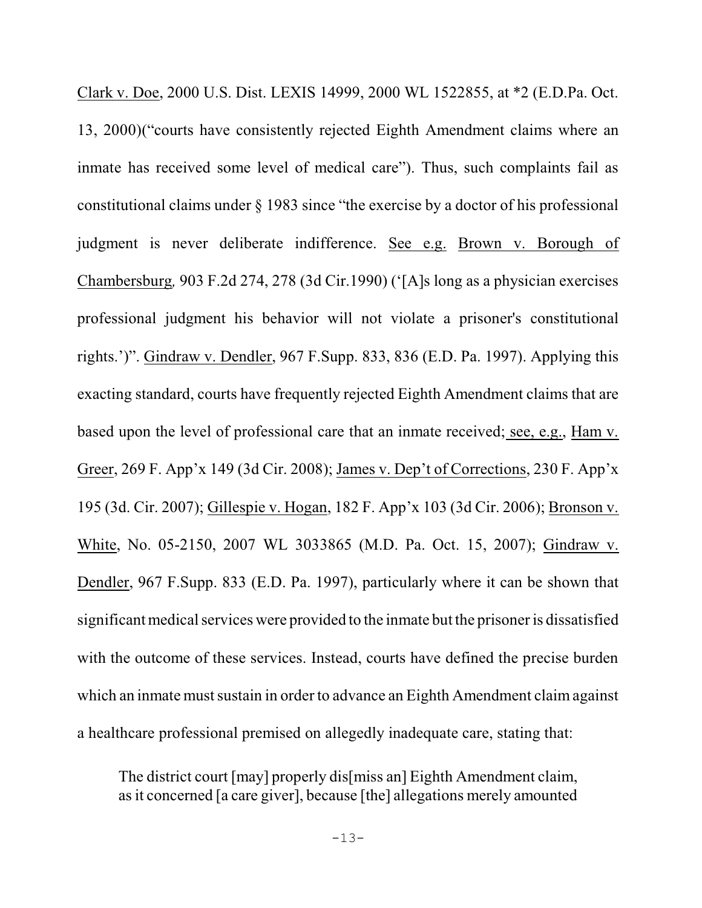Clark v. Doe, 2000 U.S. Dist. LEXIS 14999, 2000 WL 1522855, at *2 (E.D.Pa. Oct. 13, 2000)("courts have consistently rejected Eighth Amendment claims where an inmate has received some level of medical care"). Thus, such complaints fail as constitutional claims under § 1983 since "the exercise by a doctor of his professional judgment is never deliberate indifference. See e.g. Brown v. Borough of Chambersburg, 903 F.2d 274, 278 (3d Cir.1990) ('[A]s long as a physician exercises professional judgment his behavior will not violate a prisoner's constitutional rights.')". Gindraw v. Dendler, 967 F.Supp. 833, 836 (E.D. Pa. 1997). Applying this exacting standard, courts have frequently rejected Eighth Amendment claims that are based upon the level of professional care that an inmate received; see, e.g., Ham v. Greer, 269 F. App'x 149 (3d Cir. 2008); James v. Dep't of Corrections, 230 F. App'x 195 (3d. Cir. 2007); Gillespie v. Hogan, 182 F. App'x 103 (3d Cir. 2006); Bronson v. White, No. 05-2150, 2007 WL 3033865 (M.D. Pa. Oct. 15, 2007); Gindraw v. Dendler, 967 F.Supp. 833 (E.D. Pa. 1997), particularly where it can be shown that significant medical services were provided to the inmate but the prisoner is dissatisfied with the outcome of these services. Instead, courts have defined the precise burden which an inmate must sustain in order to advance an Eighth Amendment claim against a healthcare professional premised on allegedly inadequate care, stating that:

> The district court [may] properly dis[miss an] Eighth Amendment claim, as it concerned [a care giver], because [the] allegations merely amounted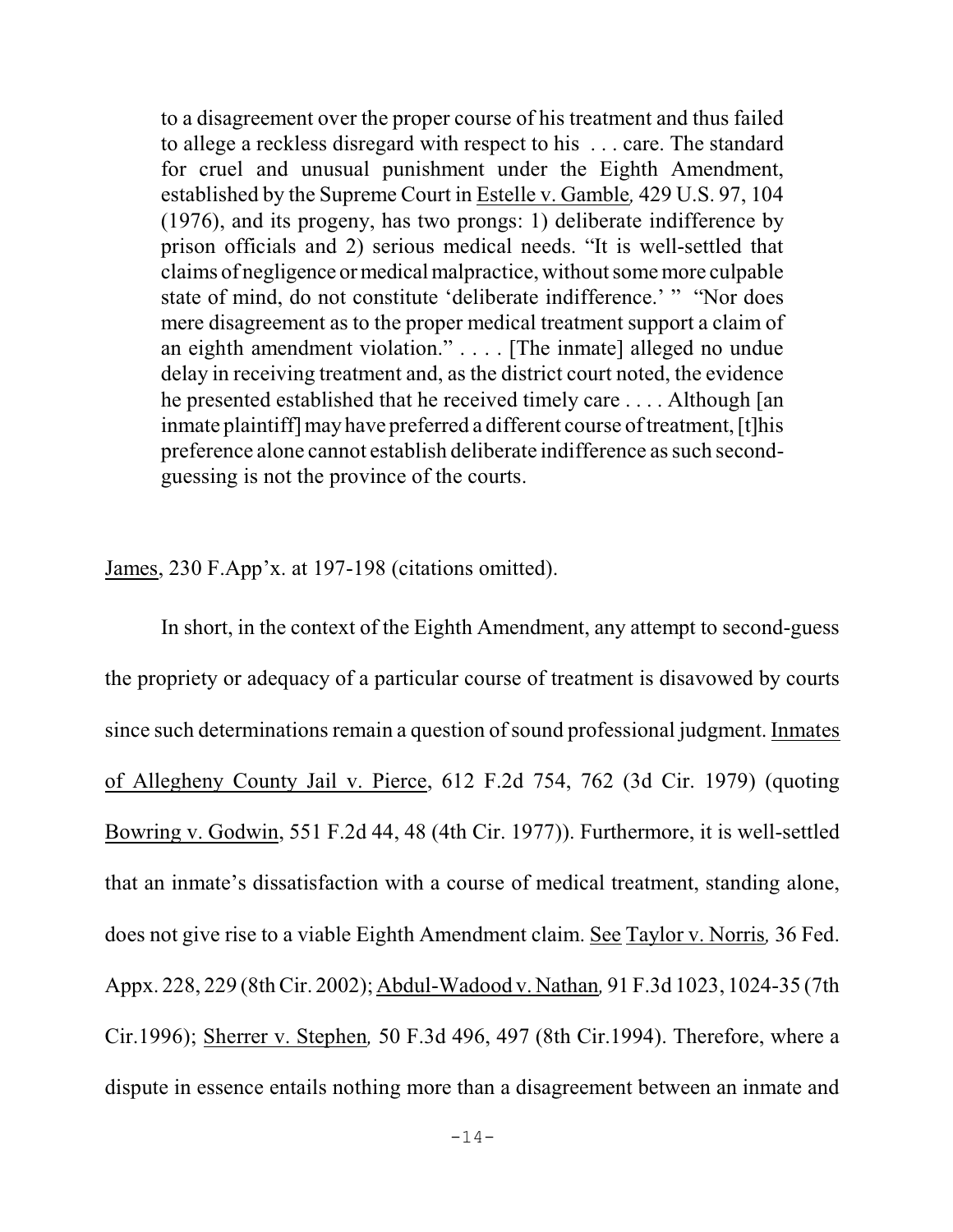> to a disagreement over the proper course of his treatment and thus failed to allege a reckless disregard with respect to his . . . care. The standard for cruel and unusual punishment under the Eighth Amendment, established by the Supreme Court in Estelle v. Gamble, 429 U.S. 97, 104 (1976), and its progeny, has two prongs: 1) deliberate indifference by prison officials and 2) serious medical needs. "It is well-settled that claims of negligence or medical malpractice, without some more culpable state of mind, do not constitute 'deliberate indifference.' " "Nor does mere disagreement as to the proper medical treatment support a claim of an eighth amendment violation." . . . . [The inmate] alleged no undue delay in receiving treatment and, as the district court noted, the evidence he presented established that he received timely care . . . . Although [an inmate plaintiff] may have preferred a different course of treatment, [t]his preference alone cannot establish deliberate indifference as such second-guessing is not the province of the courts.

James, 230 F.App'x. at 197-198 (citations omitted).

In short, in the context of the Eighth Amendment, any attempt to second-guess the propriety or adequacy of a particular course of treatment is disavowed by courts since such determinations remain a question of sound professional judgment. Inmates of Allegheny County Jail v. Pierce, 612 F.2d 754, 762 (3d Cir. 1979) (quoting Bowring v. Godwin, 551 F.2d 44, 48 (4th Cir. 1977)). Furthermore, it is well-settled that an inmate's dissatisfaction with a course of medical treatment, standing alone, does not give rise to a viable Eighth Amendment claim. See Taylor v. Norris, 36 Fed. Appx. 228, 229 (8th Cir. 2002); Abdul-Wadood v. Nathan, 91 F.3d 1023, 1024-35 (7th Cir.1996); Sherrer v. Stephen, 50 F.3d 496, 497 (8th Cir.1994). Therefore, where a dispute in essence entails nothing more than a disagreement between an inmate and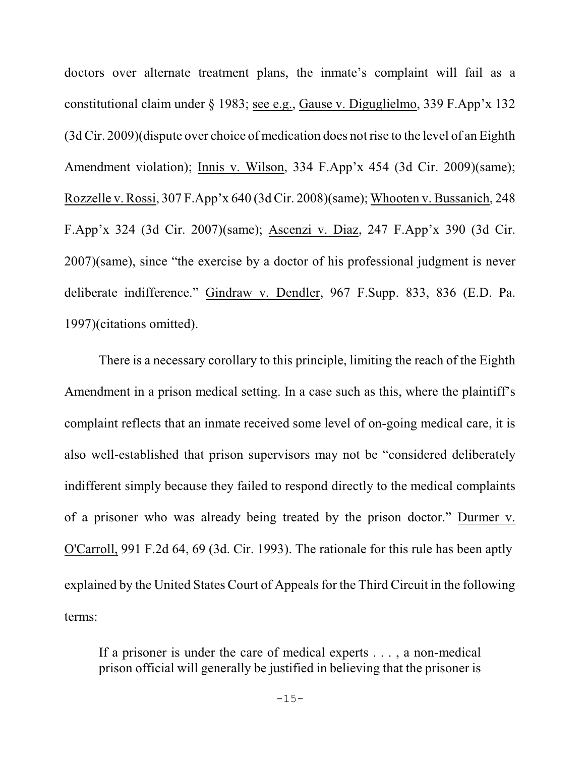doctors over alternate treatment plans, the inmate's complaint will fail as a constitutional claim under § 1983; see e.g., Gause v. Diguglielmo, 339 F.App'x 132 (3d Cir. 2009)(dispute over choice of medication does not rise to the level of an Eighth Amendment violation); Innis v. Wilson, 334 F.App'x 454 (3d Cir. 2009)(same); Rozzelle v. Rossi, 307 F.App'x 640 (3d Cir. 2008)(same); Whooten v. Bussanich, 248 F.App'x 324 (3d Cir. 2007)(same); Ascenzi v. Diaz, 247 F.App'x 390 (3d Cir. 2007)(same), since "the exercise by a doctor of his professional judgment is never deliberate indifference." Gindraw v. Dendler, 967 F.Supp. 833, 836 (E.D. Pa. 1997)(citations omitted).

There is a necessary corollary to this principle, limiting the reach of the Eighth Amendment in a prison medical setting. In a case such as this, where the plaintiff's complaint reflects that an inmate received some level of on-going medical care, it is also well-established that prison supervisors may not be "considered deliberately indifferent simply because they failed to respond directly to the medical complaints of a prisoner who was already being treated by the prison doctor." Durmer v. O'Carroll, 991 F.2d 64, 69 (3d. Cir. 1993). The rationale for this rule has been aptly explained by the United States Court of Appeals for the Third Circuit in the following terms:

> If a prisoner is under the care of medical experts . . . , a non-medical prison official will generally be justified in believing that the prisoner is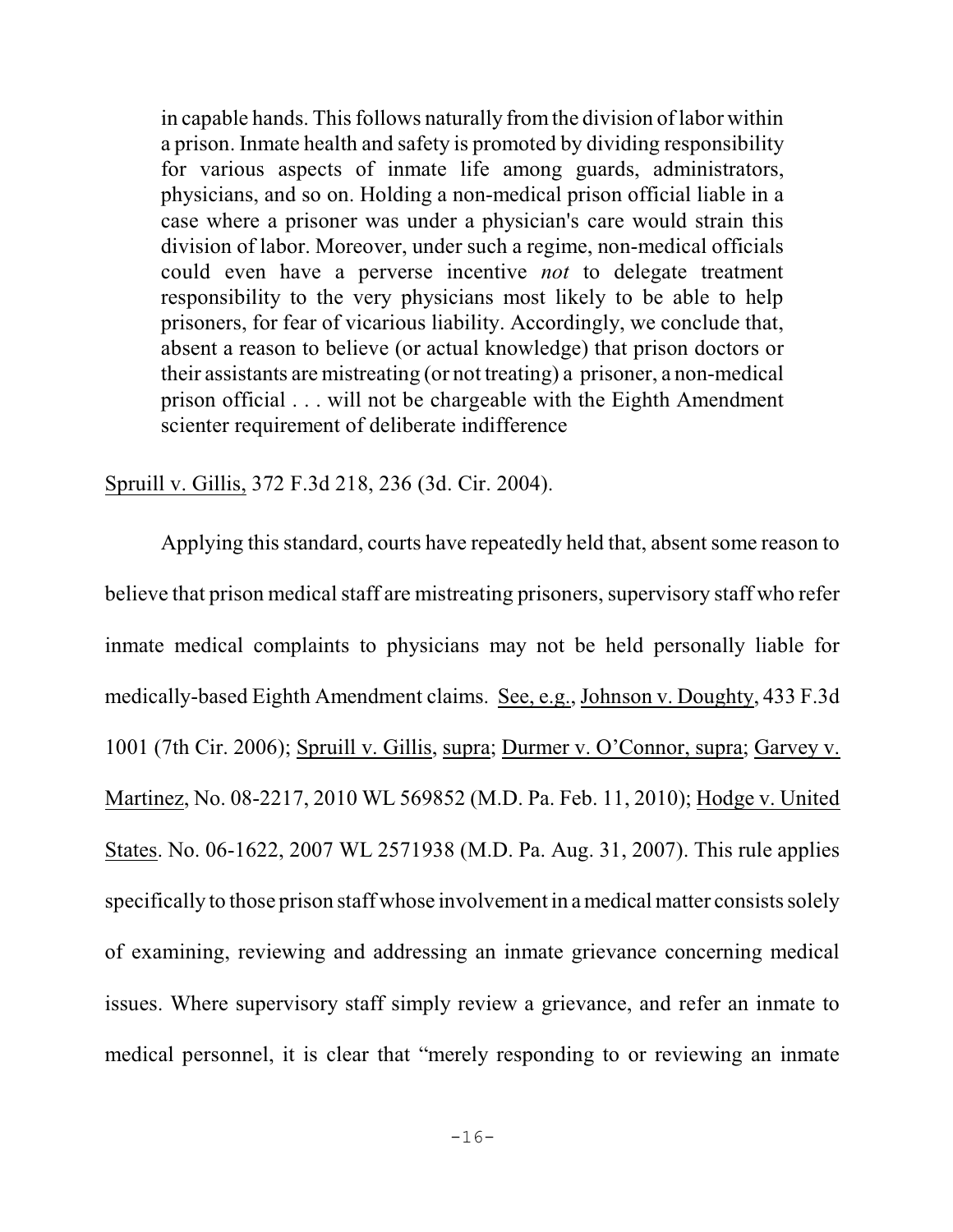> in capable hands. This follows naturally from the division of labor within a prison. Inmate health and safety is promoted by dividing responsibility for various aspects of inmate life among guards, administrators, physicians, and so on. Holding a non-medical prison official liable in a case where a prisoner was under a physician's care would strain this division of labor. Moreover, under such a regime, non-medical officials could even have a perverse incentive *not* to delegate treatment responsibility to the very physicians most likely to be able to help prisoners, for fear of vicarious liability. Accordingly, we conclude that, absent a reason to believe (or actual knowledge) that prison doctors or their assistants are mistreating (or not treating) a prisoner, a non-medical prison official . . . will not be chargeable with the Eighth Amendment scienter requirement of deliberate indifference

Spruill v. Gillis, 372 F.3d 218, 236 (3d. Cir. 2004).

Applying this standard, courts have repeatedly held that, absent some reason to believe that prison medical staff are mistreating prisoners, supervisory staff who refer inmate medical complaints to physicians may not be held personally liable for medically-based Eighth Amendment claims. See, e.g., Johnson v. Doughty, 433 F.3d 1001 (7th Cir. 2006); Spruill v. Gillis, supra; Durmer v. O'Connor, supra; Garvey v. Martinez, No. 08-2217, 2010 WL 569852 (M.D. Pa. Feb. 11, 2010); Hodge v. United States. No. 06-1622, 2007 WL 2571938 (M.D. Pa. Aug. 31, 2007). This rule applies specifically to those prison staff whose involvement in a medical matter consists solely of examining, reviewing and addressing an inmate grievance concerning medical issues. Where supervisory staff simply review a grievance, and refer an inmate to medical personnel, it is clear that "merely responding to or reviewing an inmate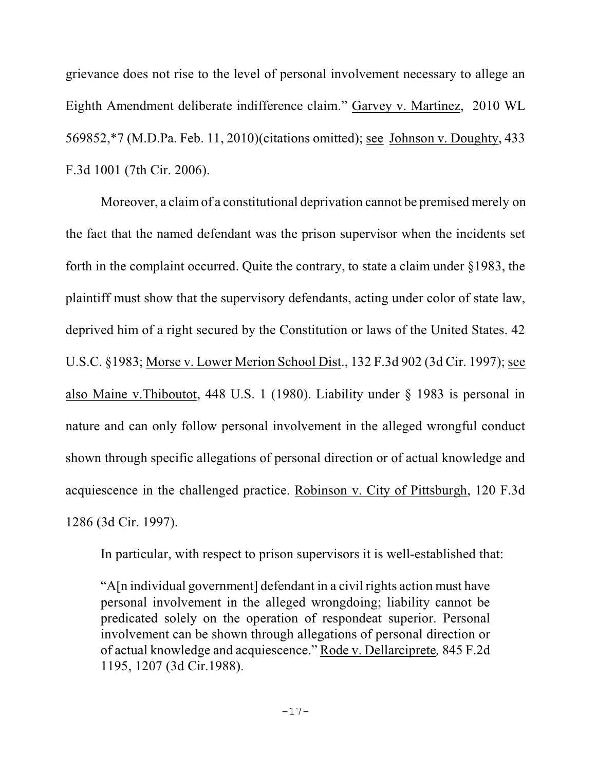grievance does not rise to the level of personal involvement necessary to allege an Eighth Amendment deliberate indifference claim." Garvey v. Martinez, 2010 WL 569852,*7 (M.D.Pa. Feb. 11, 2010)(citations omitted); see Johnson v. Doughty, 433 F.3d 1001 (7th Cir. 2006).

Moreover, a claim of a constitutional deprivation cannot be premised merely on the fact that the named defendant was the prison supervisor when the incidents set forth in the complaint occurred. Quite the contrary, to state a claim under §1983, the plaintiff must show that the supervisory defendants, acting under color of state law, deprived him of a right secured by the Constitution or laws of the United States. 42 U.S.C. §1983; Morse v. Lower Merion School Dist., 132 F.3d 902 (3d Cir. 1997); see also Maine v.Thiboutot, 448 U.S. 1 (1980). Liability under § 1983 is personal in nature and can only follow personal involvement in the alleged wrongful conduct shown through specific allegations of personal direction or of actual knowledge and acquiescence in the challenged practice. Robinson v. City of Pittsburgh, 120 F.3d 1286 (3d Cir. 1997).

In particular, with respect to prison supervisors it is well-established that:

> "A[n individual government] defendant in a civil rights action must have personal involvement in the alleged wrongdoing; liability cannot be predicated solely on the operation of respondeat superior. Personal involvement can be shown through allegations of personal direction or of actual knowledge and acquiescence." Rode v. Dellarciprete, 845 F.2d 1195, 1207 (3d Cir.1988).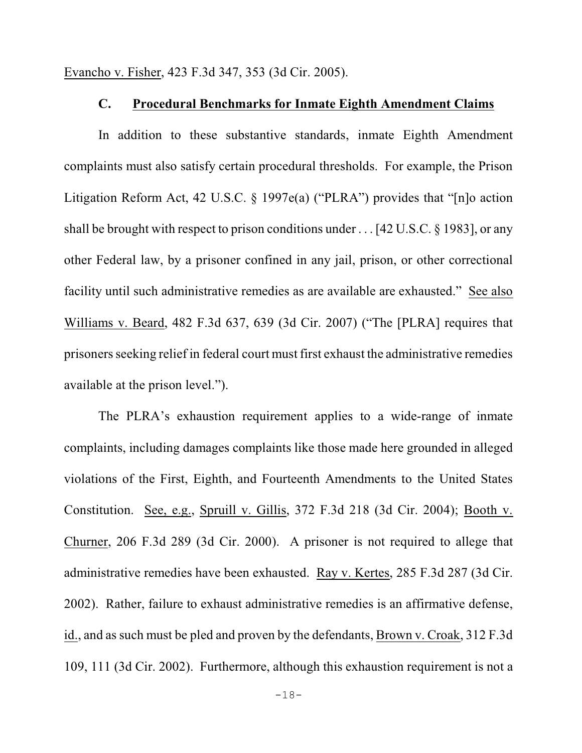Evancho v. Fisher, 423 F.3d 347, 353 (3d Cir. 2005).

### C. Procedural Benchmarks for Inmate Eighth Amendment Claims

In addition to these substantive standards, inmate Eighth Amendment complaints must also satisfy certain procedural thresholds. For example, the Prison Litigation Reform Act, 42 U.S.C. § 1997e(a) ("PLRA") provides that "[n]o action shall be brought with respect to prison conditions under . . . [42 U.S.C. § 1983], or any other Federal law, by a prisoner confined in any jail, prison, or other correctional facility until such administrative remedies as are available are exhausted." See also Williams v. Beard, 482 F.3d 637, 639 (3d Cir. 2007) ("The [PLRA] requires that prisoners seeking relief in federal court must first exhaust the administrative remedies available at the prison level.").

The PLRA's exhaustion requirement applies to a wide-range of inmate complaints, including damages complaints like those made here grounded in alleged violations of the First, Eighth, and Fourteenth Amendments to the United States Constitution. See, e.g., Spruill v. Gillis, 372 F.3d 218 (3d Cir. 2004); Booth v. Churner, 206 F.3d 289 (3d Cir. 2000). A prisoner is not required to allege that administrative remedies have been exhausted. Ray v. Kertes, 285 F.3d 287 (3d Cir. 2002). Rather, failure to exhaust administrative remedies is an affirmative defense, id., and as such must be pled and proven by the defendants, Brown v. Croak, 312 F.3d 109, 111 (3d Cir. 2002). Furthermore, although this exhaustion requirement is not a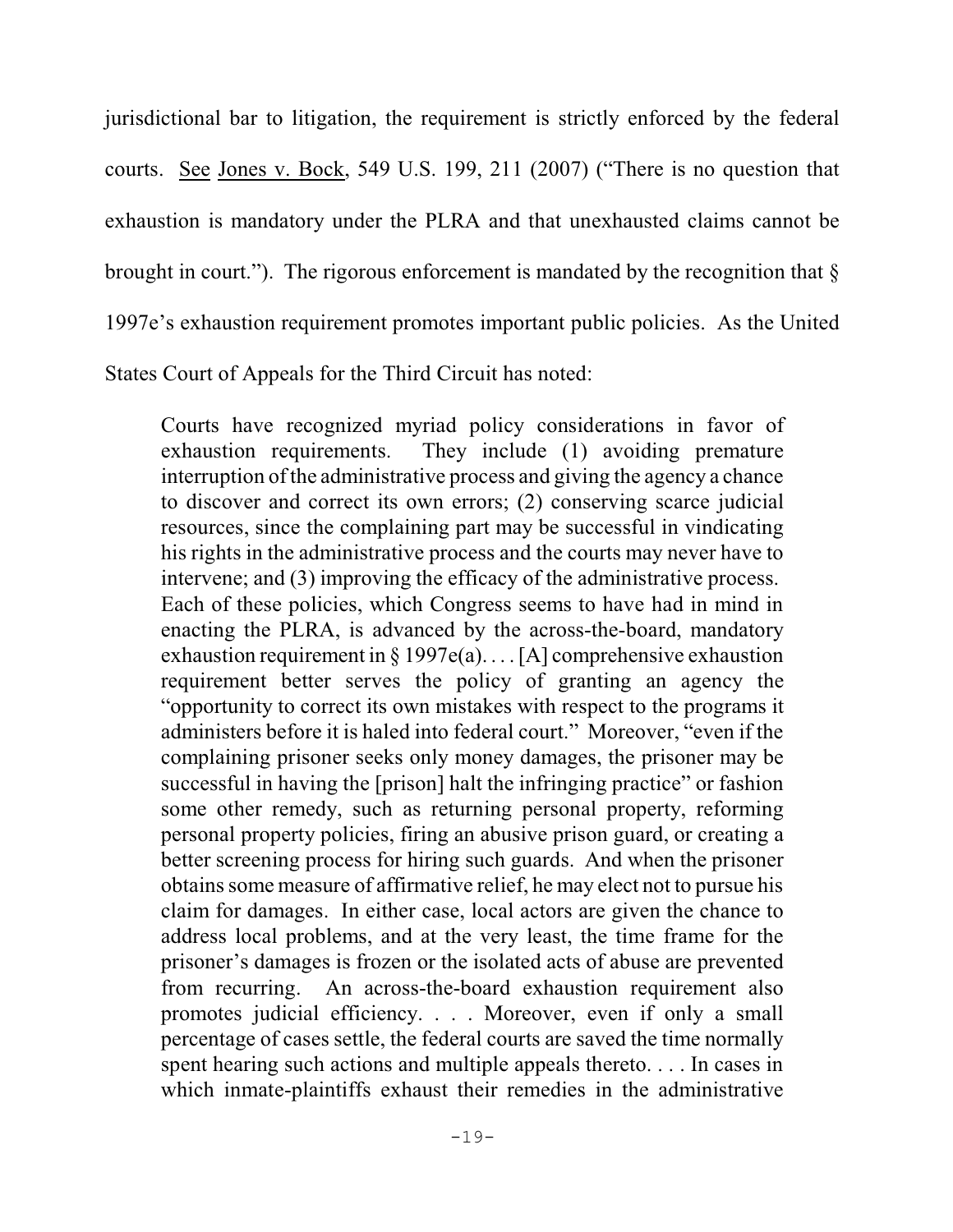jurisdictional bar to litigation, the requirement is strictly enforced by the federal courts. See Jones v. Bock, 549 U.S. 199, 211 (2007) ("There is no question that exhaustion is mandatory under the PLRA and that unexhausted claims cannot be brought in court."). The rigorous enforcement is mandated by the recognition that § 1997e's exhaustion requirement promotes important public policies. As the United States Court of Appeals for the Third Circuit has noted:

> Courts have recognized myriad policy considerations in favor of exhaustion requirements. They include (1) avoiding premature interruption of the administrative process and giving the agency a chance to discover and correct its own errors; (2) conserving scarce judicial resources, since the complaining part may be successful in vindicating his rights in the administrative process and the courts may never have to intervene; and (3) improving the efficacy of the administrative process. Each of these policies, which Congress seems to have had in mind in enacting the PLRA, is advanced by the across-the-board, mandatory exhaustion requirement in § 1997e(a). . . . [A] comprehensive exhaustion requirement better serves the policy of granting an agency the "opportunity to correct its own mistakes with respect to the programs it administers before it is haled into federal court." Moreover, "even if the complaining prisoner seeks only money damages, the prisoner may be successful in having the [prison] halt the infringing practice" or fashion some other remedy, such as returning personal property, reforming personal property policies, firing an abusive prison guard, or creating a better screening process for hiring such guards. And when the prisoner obtains some measure of affirmative relief, he may elect not to pursue his claim for damages. In either case, local actors are given the chance to address local problems, and at the very least, the time frame for the prisoner's damages is frozen or the isolated acts of abuse are prevented from recurring. An across-the-board exhaustion requirement also promotes judicial efficiency. . . . Moreover, even if only a small percentage of cases settle, the federal courts are saved the time normally spent hearing such actions and multiple appeals thereto. . . . In cases in which inmate-plaintiffs exhaust their remedies in the administrative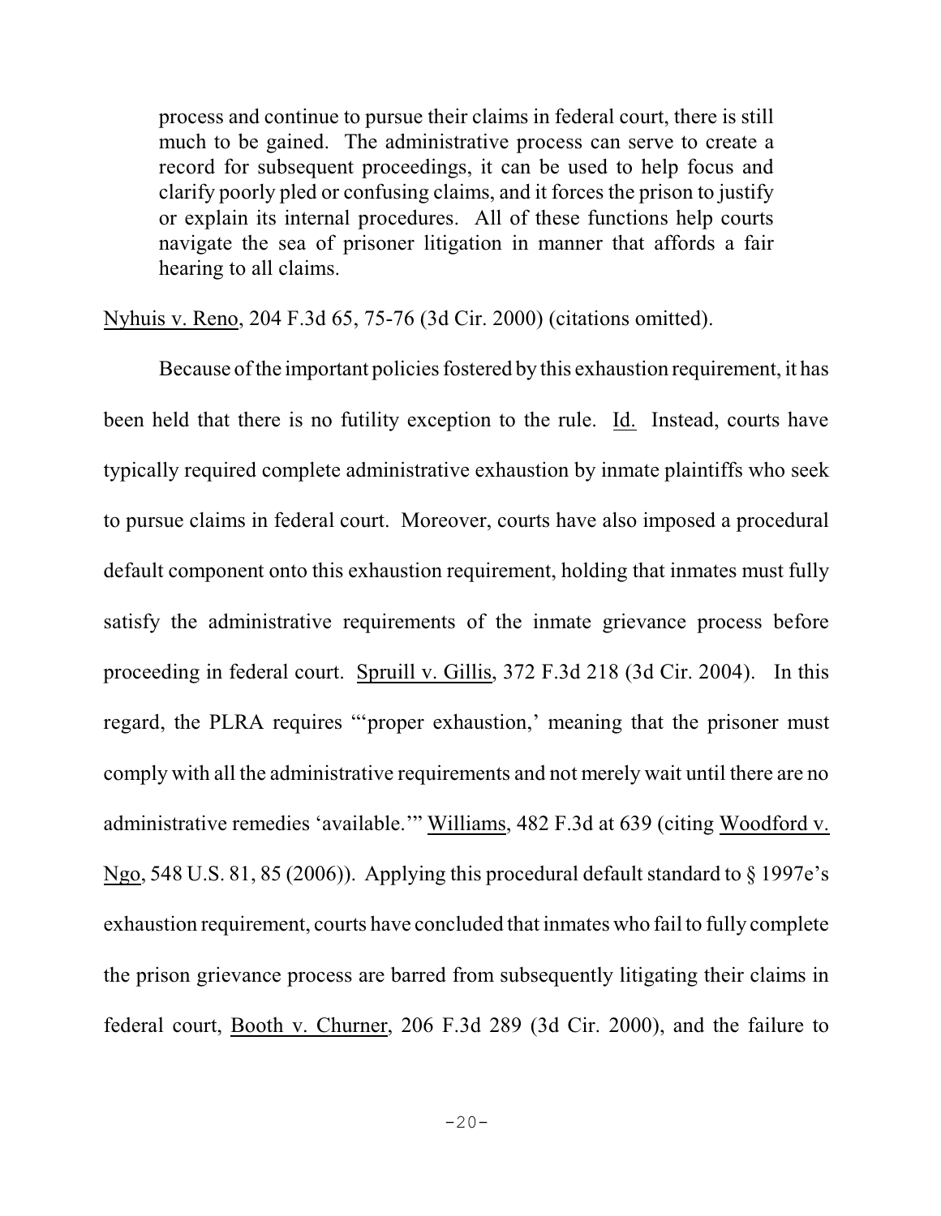> process and continue to pursue their claims in federal court, there is still much to be gained. The administrative process can serve to create a record for subsequent proceedings, it can be used to help focus and clarify poorly pled or confusing claims, and it forces the prison to justify or explain its internal procedures. All of these functions help courts navigate the sea of prisoner litigation in manner that affords a fair hearing to all claims.

Nyhuis v. Reno, 204 F.3d 65, 75-76 (3d Cir. 2000) (citations omitted).

Because of the important policies fostered by this exhaustion requirement, it has been held that there is no futility exception to the rule. Id. Instead, courts have typically required complete administrative exhaustion by inmate plaintiffs who seek to pursue claims in federal court. Moreover, courts have also imposed a procedural default component onto this exhaustion requirement, holding that inmates must fully satisfy the administrative requirements of the inmate grievance process before proceeding in federal court. Spruill v. Gillis, 372 F.3d 218 (3d Cir. 2004). In this regard, the PLRA requires "'proper exhaustion,' meaning that the prisoner must comply with all the administrative requirements and not merely wait until there are no administrative remedies 'available.'" Williams, 482 F.3d at 639 (citing Woodford v. Ngo, 548 U.S. 81, 85 (2006)). Applying this procedural default standard to § 1997e's exhaustion requirement, courts have concluded that inmates who fail to fully complete the prison grievance process are barred from subsequently litigating their claims in federal court, Booth v. Churner, 206 F.3d 289 (3d Cir. 2000), and the failure to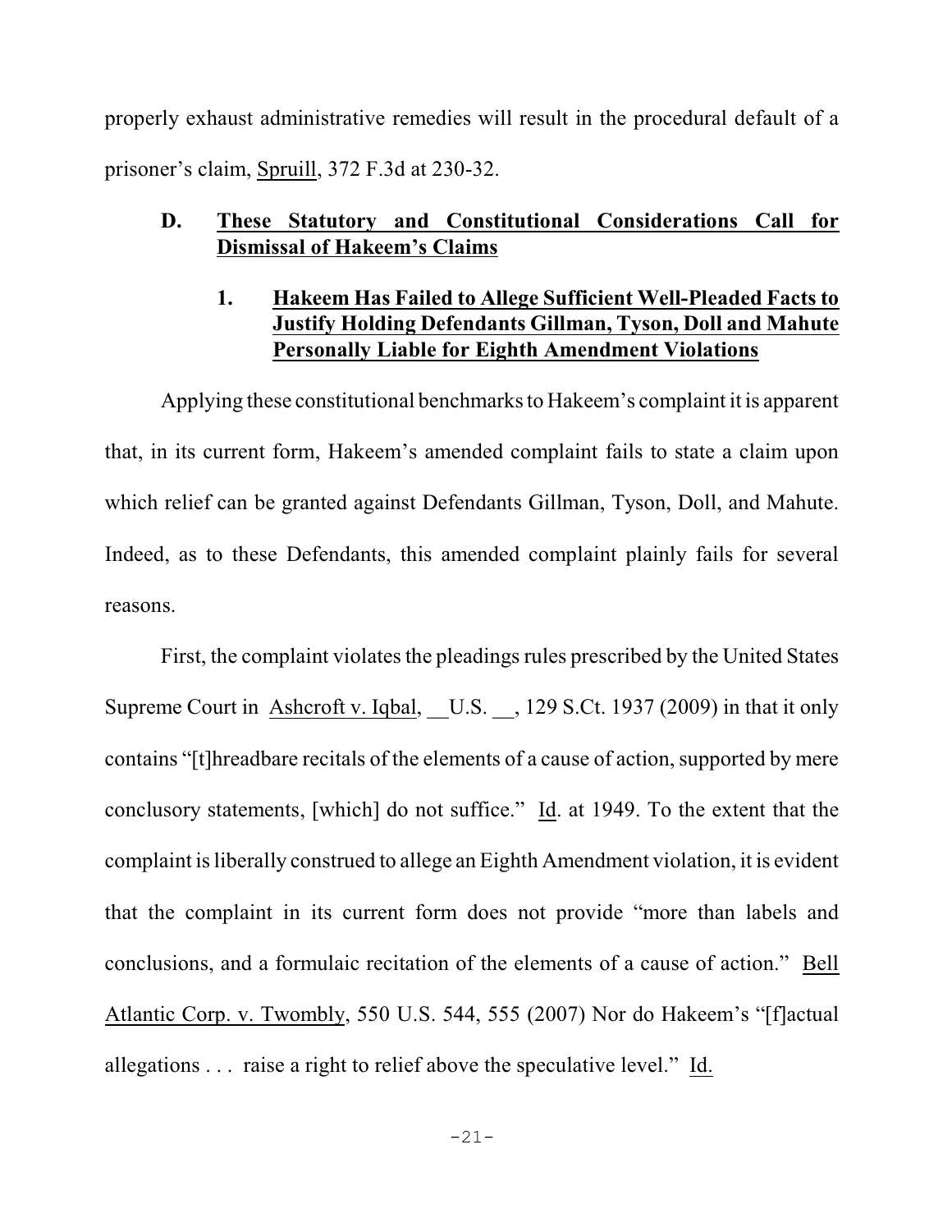properly exhaust administrative remedies will result in the procedural default of a prisoner's claim, Spruill, 372 F.3d at 230-32.

### D. These Statutory and Constitutional Considerations Call for Dismissal of Hakeem's Claims

#### 1. Hakeem Has Failed to Allege Sufficient Well-Pleaded Facts to Justify Holding Defendants Gillman, Tyson, Doll and Mahute Personally Liable for Eighth Amendment Violations

Applying these constitutional benchmarks to Hakeem's complaint it is apparent that, in its current form, Hakeem's amended complaint fails to state a claim upon which relief can be granted against Defendants Gillman, Tyson, Doll, and Mahute. Indeed, as to these Defendants, this amended complaint plainly fails for several reasons.

First, the complaint violates the pleadings rules prescribed by the United States Supreme Court in Ashcroft v. Iqbal, __U.S. __, 129 S.Ct. 1937 (2009) in that it only contains "[t]hreadbare recitals of the elements of a cause of action, supported by mere conclusory statements, [which] do not suffice." Id. at 1949. To the extent that the complaint is liberally construed to allege an Eighth Amendment violation, it is evident that the complaint in its current form does not provide "more than labels and conclusions, and a formulaic recitation of the elements of a cause of action." Bell Atlantic Corp. v. Twombly, 550 U.S. 544, 555 (2007) Nor do Hakeem's "[f]actual allegations . . . raise a right to relief above the speculative level." Id.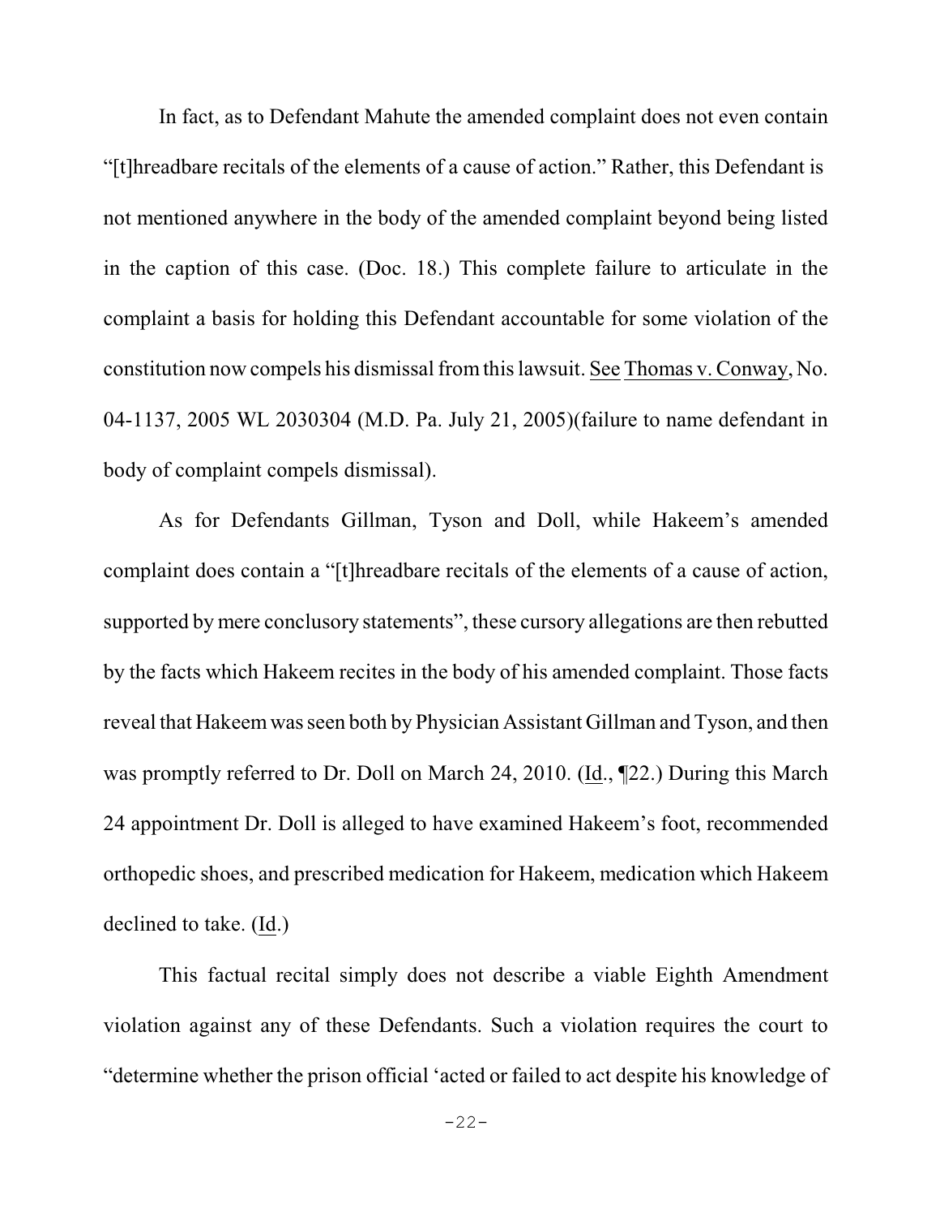In fact, as to Defendant Mahute the amended complaint does not even contain "[t]hreadbare recitals of the elements of a cause of action." Rather, this Defendant is not mentioned anywhere in the body of the amended complaint beyond being listed in the caption of this case. (Doc. 18.) This complete failure to articulate in the complaint a basis for holding this Defendant accountable for some violation of the constitution now compels his dismissal from this lawsuit. See Thomas v. Conway, No. 04-1137, 2005 WL 2030304 (M.D. Pa. July 21, 2005)(failure to name defendant in body of complaint compels dismissal).

As for Defendants Gillman, Tyson and Doll, while Hakeem's amended complaint does contain a "[t]hreadbare recitals of the elements of a cause of action, supported by mere conclusory statements", these cursory allegations are then rebutted by the facts which Hakeem recites in the body of his amended complaint. Those facts reveal that Hakeem was seen both by Physician Assistant Gillman and Tyson, and then was promptly referred to Dr. Doll on March 24, 2010. (Id., ¶22.) During this March 24 appointment Dr. Doll is alleged to have examined Hakeem's foot, recommended orthopedic shoes, and prescribed medication for Hakeem, medication which Hakeem declined to take. (Id.)

This factual recital simply does not describe a viable Eighth Amendment violation against any of these Defendants. Such a violation requires the court to "determine whether the prison official 'acted or failed to act despite his knowledge of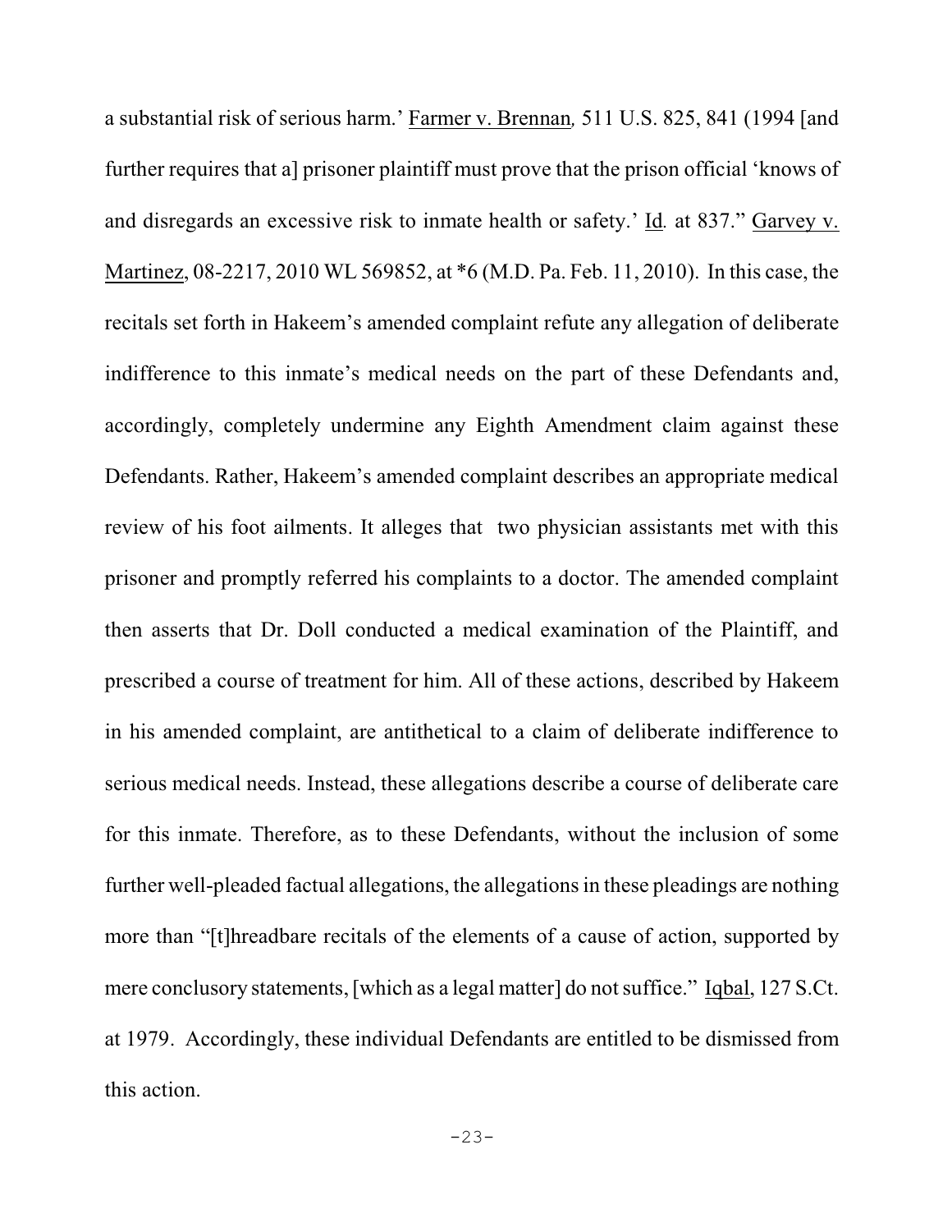a substantial risk of serious harm.' Farmer v. Brennan, 511 U.S. 825, 841 (1994 [and further requires that a] prisoner plaintiff must prove that the prison official 'knows of and disregards an excessive risk to inmate health or safety.' Id. at 837." Garvey v. Martinez, 08-2217, 2010 WL 569852, at *6 (M.D. Pa. Feb. 11, 2010). In this case, the recitals set forth in Hakeem's amended complaint refute any allegation of deliberate indifference to this inmate's medical needs on the part of these Defendants and, accordingly, completely undermine any Eighth Amendment claim against these Defendants. Rather, Hakeem's amended complaint describes an appropriate medical review of his foot ailments. It alleges that two physician assistants met with this prisoner and promptly referred his complaints to a doctor. The amended complaint then asserts that Dr. Doll conducted a medical examination of the Plaintiff, and prescribed a course of treatment for him. All of these actions, described by Hakeem in his amended complaint, are antithetical to a claim of deliberate indifference to serious medical needs. Instead, these allegations describe a course of deliberate care for this inmate. Therefore, as to these Defendants, without the inclusion of some further well-pleaded factual allegations, the allegations in these pleadings are nothing more than "[t]hreadbare recitals of the elements of a cause of action, supported by mere conclusory statements, [which as a legal matter] do not suffice." Iqbal, 127 S.Ct. at 1979. Accordingly, these individual Defendants are entitled to be dismissed from this action.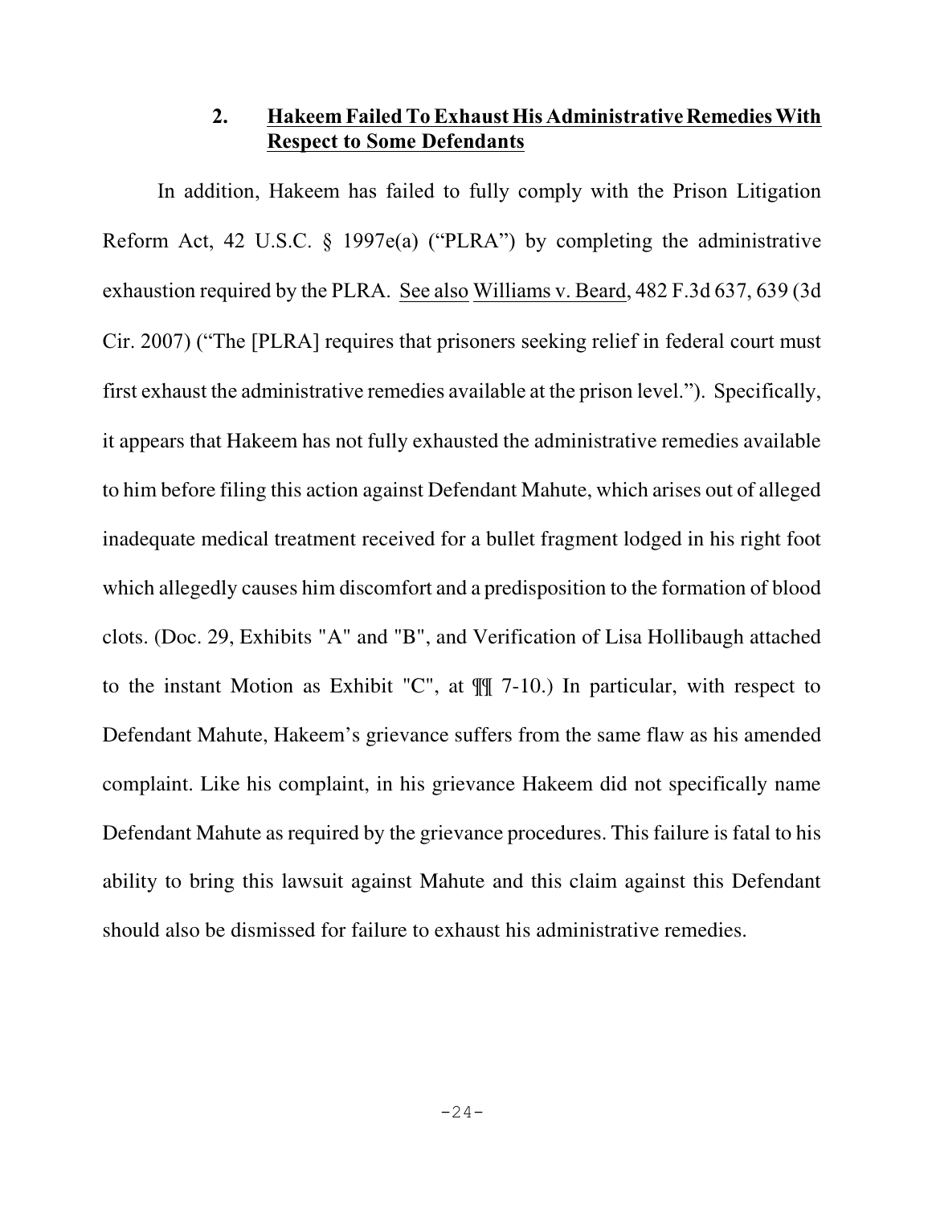### 2. <u>Hakeem Failed To Exhaust His Administrative Remedies With Respect to Some Defendants</u>

In addition, Hakeem has failed to fully comply with the Prison Litigation Reform Act, 42 U.S.C. § 1997e(a) ("PLRA") by completing the administrative exhaustion required by the PLRA. <u>See also</u> <u>Williams v. Beard</u>, 482 F.3d 637, 639 (3d Cir. 2007) ("The [PLRA] requires that prisoners seeking relief in federal court must first exhaust the administrative remedies available at the prison level."). Specifically, it appears that Hakeem has not fully exhausted the administrative remedies available to him before filing this action against Defendant Mahute, which arises out of alleged inadequate medical treatment received for a bullet fragment lodged in his right foot which allegedly causes him discomfort and a predisposition to the formation of blood clots. (Doc. 29, Exhibits "A" and "B", and Verification of Lisa Hollibaugh attached to the instant Motion as Exhibit "C", at ¶¶ 7-10.) In particular, with respect to Defendant Mahute, Hakeem's grievance suffers from the same flaw as his amended complaint. Like his complaint, in his grievance Hakeem did not specifically name Defendant Mahute as required by the grievance procedures. This failure is fatal to his ability to bring this lawsuit against Mahute and this claim against this Defendant should also be dismissed for failure to exhaust his administrative remedies.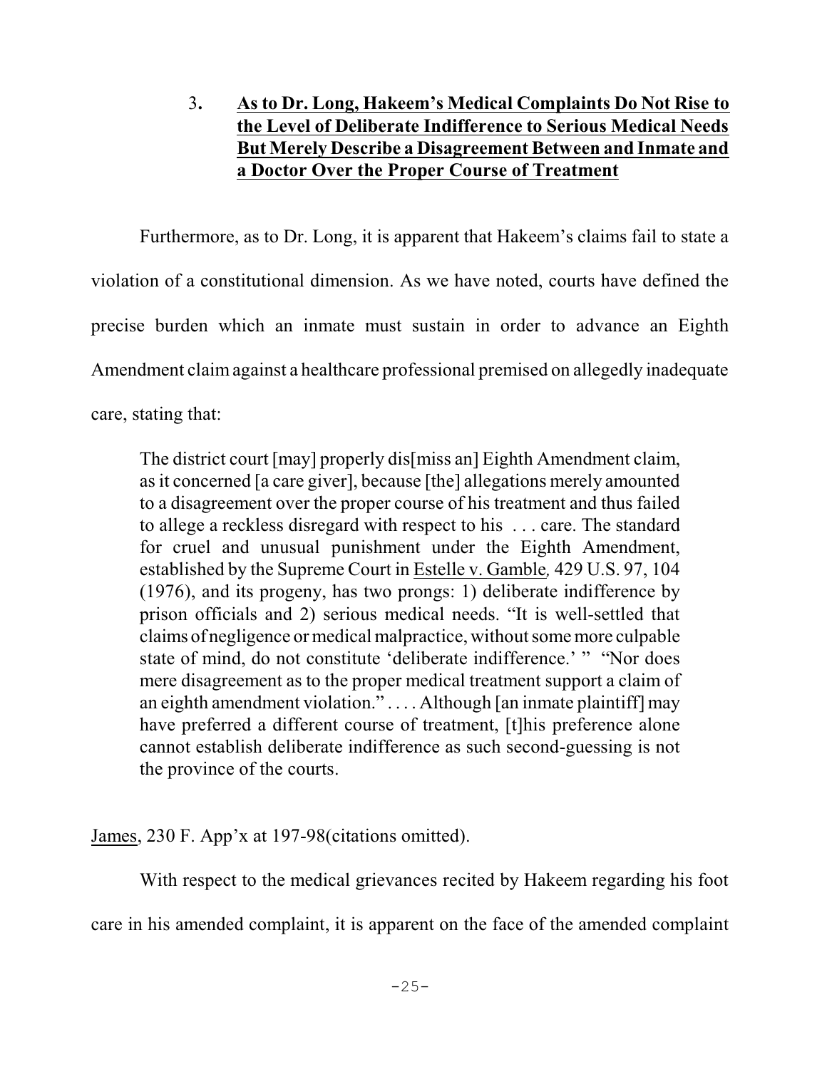### 3. **As to Dr. Long, Hakeem's Medical Complaints Do Not Rise to the Level of Deliberate Indifference to Serious Medical Needs But Merely Describe a Disagreement Between and Inmate and a Doctor Over the Proper Course of Treatment**

Furthermore, as to Dr. Long, it is apparent that Hakeem's claims fail to state a violation of a constitutional dimension. As we have noted, courts have defined the precise burden which an inmate must sustain in order to advance an Eighth Amendment claim against a healthcare professional premised on allegedly inadequate care, stating that:

> The district court [may] properly dis[miss an] Eighth Amendment claim, as it concerned [a care giver], because [the] allegations merely amounted to a disagreement over the proper course of his treatment and thus failed to allege a reckless disregard with respect to his . . . care. The standard for cruel and unusual punishment under the Eighth Amendment, established by the Supreme Court in Estelle v. Gamble, 429 U.S. 97, 104 (1976), and its progeny, has two prongs: 1) deliberate indifference by prison officials and 2) serious medical needs. "It is well-settled that claims of negligence or medical malpractice, without some more culpable state of mind, do not constitute 'deliberate indifference.' " "Nor does mere disagreement as to the proper medical treatment support a claim of an eighth amendment violation." . . . . Although [an inmate plaintiff] may have preferred a different course of treatment, [t]his preference alone cannot establish deliberate indifference as such second-guessing is not the province of the courts.

James, 230 F. App'x at 197-98(citations omitted).

With respect to the medical grievances recited by Hakeem regarding his foot care in his amended complaint, it is apparent on the face of the amended complaint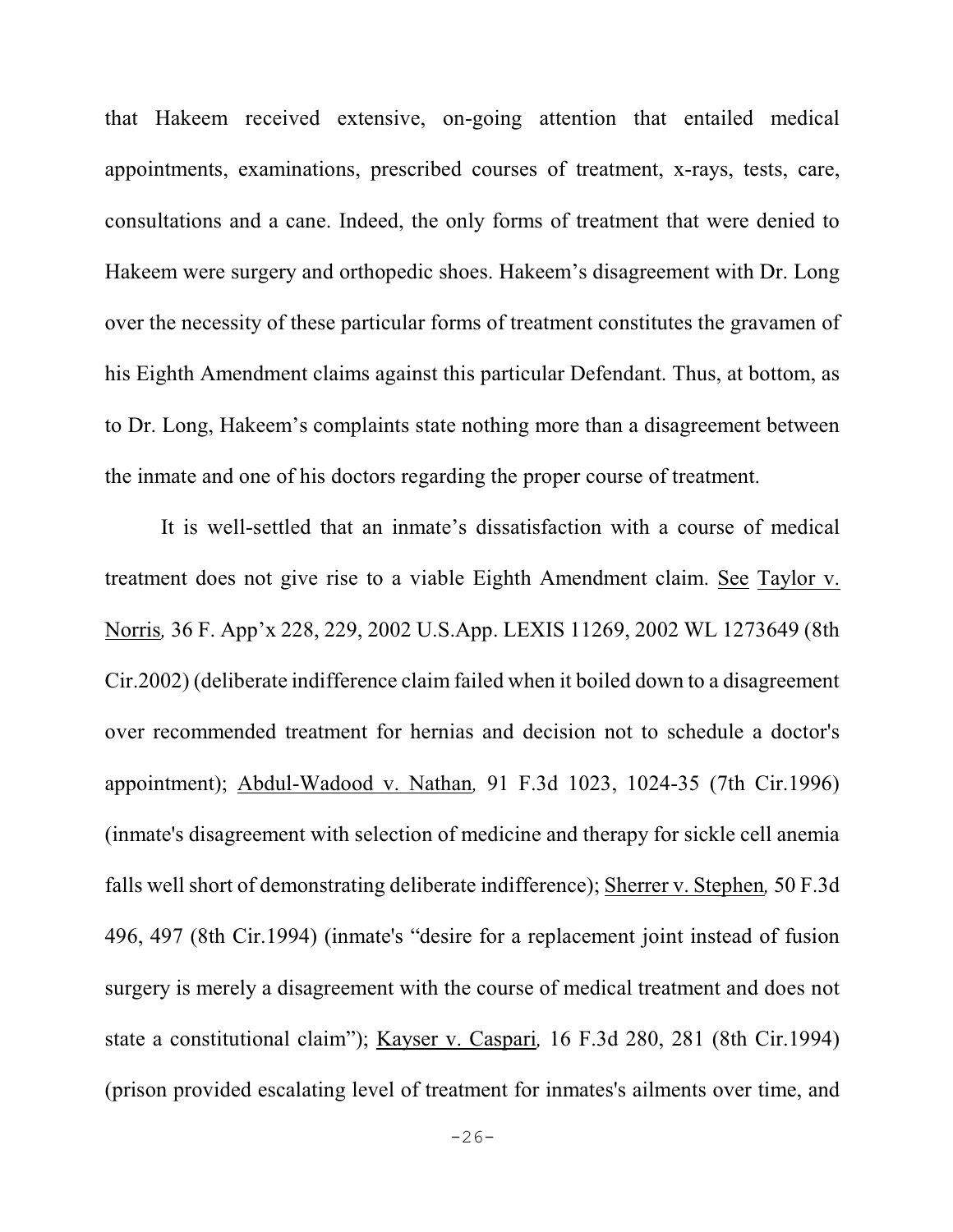that Hakeem received extensive, on-going attention that entailed medical appointments, examinations, prescribed courses of treatment, x-rays, tests, care, consultations and a cane. Indeed, the only forms of treatment that were denied to Hakeem were surgery and orthopedic shoes. Hakeem's disagreement with Dr. Long over the necessity of these particular forms of treatment constitutes the gravamen of his Eighth Amendment claims against this particular Defendant. Thus, at bottom, as to Dr. Long, Hakeem's complaints state nothing more than a disagreement between the inmate and one of his doctors regarding the proper course of treatment.

It is well-settled that an inmate's dissatisfaction with a course of medical treatment does not give rise to a viable Eighth Amendment claim. See Taylor v. Norris, 36 F. App'x 228, 229, 2002 U.S.App. LEXIS 11269, 2002 WL 1273649 (8th Cir.2002) (deliberate indifference claim failed when it boiled down to a disagreement over recommended treatment for hernias and decision not to schedule a doctor's appointment); Abdul-Wadood v. Nathan, 91 F.3d 1023, 1024-35 (7th Cir.1996) (inmate's disagreement with selection of medicine and therapy for sickle cell anemia falls well short of demonstrating deliberate indifference); Sherrer v. Stephen, 50 F.3d 496, 497 (8th Cir.1994) (inmate's "desire for a replacement joint instead of fusion surgery is merely a disagreement with the course of medical treatment and does not state a constitutional claim"); Kayser v. Caspari, 16 F.3d 280, 281 (8th Cir.1994) (prison provided escalating level of treatment for inmates's ailments over time, and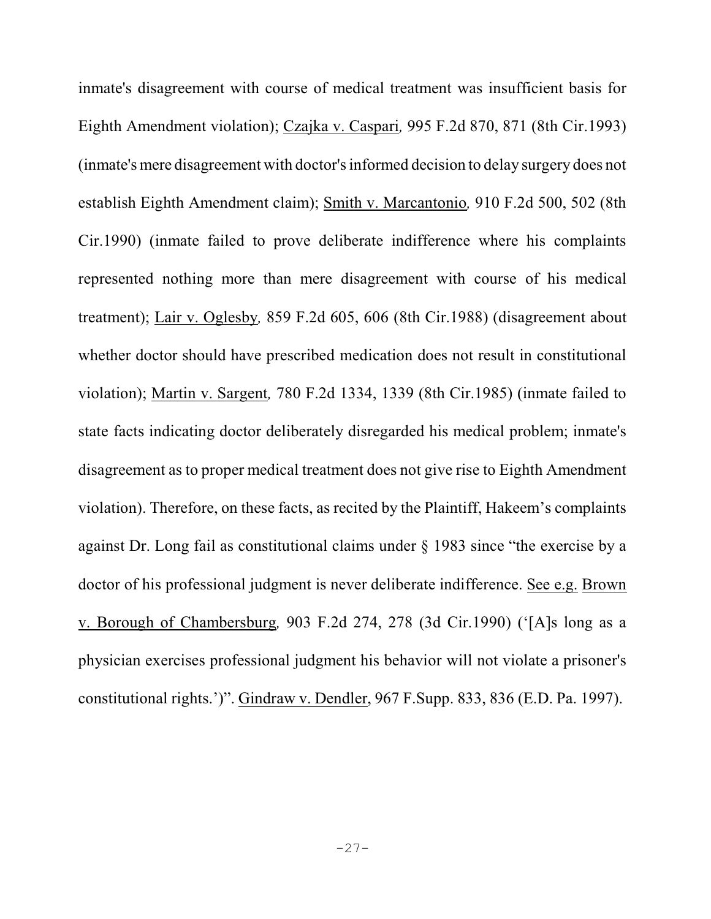inmate's disagreement with course of medical treatment was insufficient basis for Eighth Amendment violation); Czajka v. Caspari, 995 F.2d 870, 871 (8th Cir.1993) (inmate's mere disagreement with doctor's informed decision to delay surgery does not establish Eighth Amendment claim); Smith v. Marcantonio, 910 F.2d 500, 502 (8th Cir.1990) (inmate failed to prove deliberate indifference where his complaints represented nothing more than mere disagreement with course of his medical treatment); Lair v. Oglesby, 859 F.2d 605, 606 (8th Cir.1988) (disagreement about whether doctor should have prescribed medication does not result in constitutional violation); Martin v. Sargent, 780 F.2d 1334, 1339 (8th Cir.1985) (inmate failed to state facts indicating doctor deliberately disregarded his medical problem; inmate's disagreement as to proper medical treatment does not give rise to Eighth Amendment violation). Therefore, on these facts, as recited by the Plaintiff, Hakeem's complaints against Dr. Long fail as constitutional claims under § 1983 since "the exercise by a doctor of his professional judgment is never deliberate indifference. See e.g. Brown v. Borough of Chambersburg, 903 F.2d 274, 278 (3d Cir.1990) ('[A]s long as a physician exercises professional judgment his behavior will not violate a prisoner's constitutional rights.')". Gindraw v. Dendler, 967 F.Supp. 833, 836 (E.D. Pa. 1997).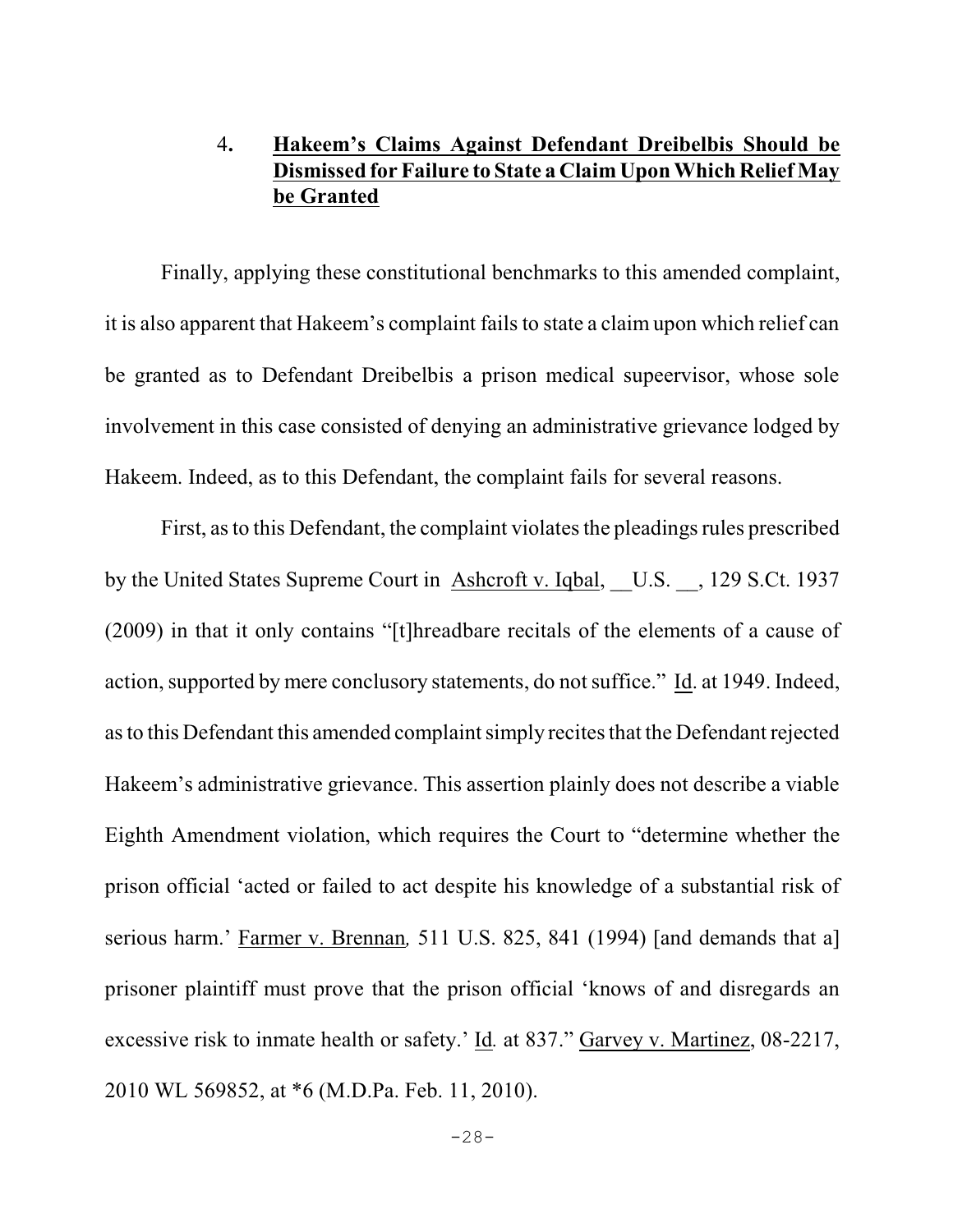### 4. **Hakeem's Claims Against Defendant Dreibelbis Should be Dismissed for Failure to State a Claim Upon Which Relief May be Granted**

Finally, applying these constitutional benchmarks to this amended complaint, it is also apparent that Hakeem's complaint fails to state a claim upon which relief can be granted as to Defendant Dreibelbis a prison medical supeervisor, whose sole involvement in this case consisted of denying an administrative grievance lodged by Hakeem. Indeed, as to this Defendant, the complaint fails for several reasons.

First, as to this Defendant, the complaint violates the pleadings rules prescribed by the United States Supreme Court in Ashcroft v. Iqbal, __U.S. __, 129 S.Ct. 1937 (2009) in that it only contains "[t]hreadbare recitals of the elements of a cause of action, supported by mere conclusory statements, do not suffice." Id. at 1949. Indeed, as to this Defendant this amended complaint simply recites that the Defendant rejected Hakeem's administrative grievance. This assertion plainly does not describe a viable Eighth Amendment violation, which requires the Court to "determine whether the prison official 'acted or failed to act despite his knowledge of a substantial risk of serious harm.' Farmer v. Brennan, 511 U.S. 825, 841 (1994) [and demands that a] prisoner plaintiff must prove that the prison official 'knows of and disregards an excessive risk to inmate health or safety.' Id. at 837." Garvey v. Martinez, 08-2217, 2010 WL 569852, at *6 (M.D.Pa. Feb. 11, 2010).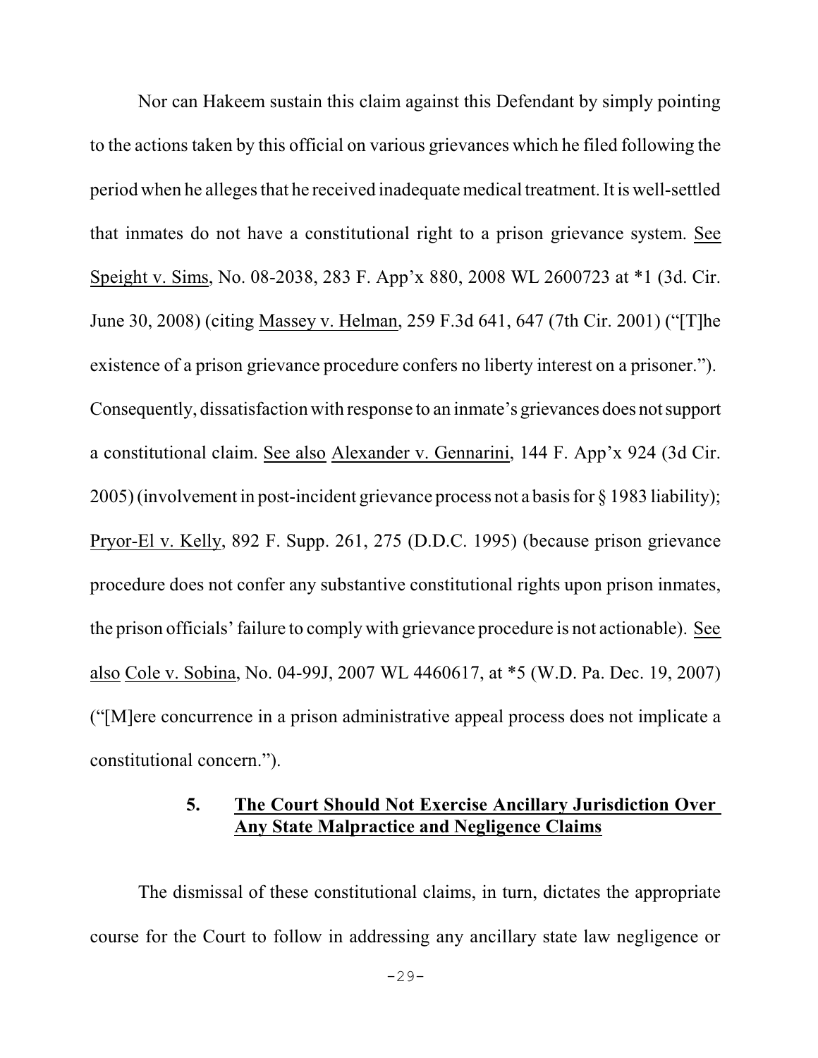Nor can Hakeem sustain this claim against this Defendant by simply pointing to the actions taken by this official on various grievances which he filed following the period when he alleges that he received inadequate medical treatment. It is well-settled that inmates do not have a constitutional right to a prison grievance system. See Speight v. Sims, No. 08-2038, 283 F. App'x 880, 2008 WL 2600723 at *1 (3d. Cir. June 30, 2008) (citing Massey v. Helman, 259 F.3d 641, 647 (7th Cir. 2001) ("[T]he existence of a prison grievance procedure confers no liberty interest on a prisoner."). Consequently, dissatisfaction with response to an inmate's grievances does not support a constitutional claim. See also Alexander v. Gennarini, 144 F. App'x 924 (3d Cir. 2005) (involvement in post-incident grievance process not a basis for § 1983 liability); Pryor-El v. Kelly, 892 F. Supp. 261, 275 (D.D.C. 1995) (because prison grievance procedure does not confer any substantive constitutional rights upon prison inmates, the prison officials' failure to comply with grievance procedure is not actionable). See also Cole v. Sobina, No. 04-99J, 2007 WL 4460617, at *5 (W.D. Pa. Dec. 19, 2007) ("[M]ere concurrence in a prison administrative appeal process does not implicate a constitutional concern.").

### 5. The Court Should Not Exercise Ancillary Jurisdiction Over Any State Malpractice and Negligence Claims

The dismissal of these constitutional claims, in turn, dictates the appropriate course for the Court to follow in addressing any ancillary state law negligence or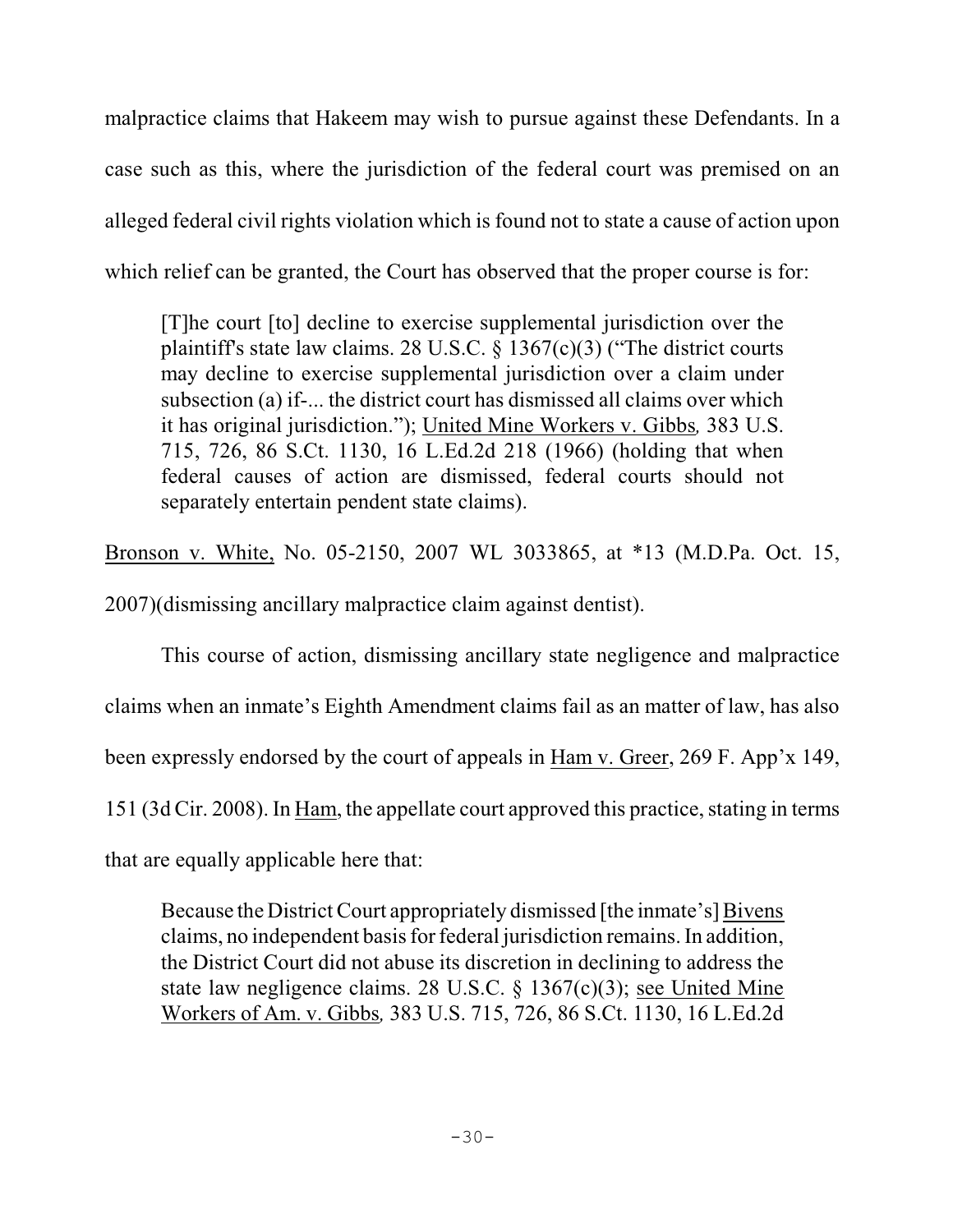malpractice claims that Hakeem may wish to pursue against these Defendants. In a case such as this, where the jurisdiction of the federal court was premised on an alleged federal civil rights violation which is found not to state a cause of action upon which relief can be granted, the Court has observed that the proper course is for:

> [T]he court [to] decline to exercise supplemental jurisdiction over the plaintiff's state law claims. 28 U.S.C. § 1367(c)(3) ("The district courts may decline to exercise supplemental jurisdiction over a claim under subsection (a) if-... the district court has dismissed all claims over which it has original jurisdiction."); United Mine Workers v. Gibbs, 383 U.S. 715, 726, 86 S.Ct. 1130, 16 L.Ed.2d 218 (1966) (holding that when federal causes of action are dismissed, federal courts should not separately entertain pendent state claims).

Bronson v. White, No. 05-2150, 2007 WL 3033865, at *13 (M.D.Pa. Oct. 15, 2007)(dismissing ancillary malpractice claim against dentist).

This course of action, dismissing ancillary state negligence and malpractice claims when an inmate's Eighth Amendment claims fail as an matter of law, has also been expressly endorsed by the court of appeals in Ham v. Greer, 269 F. App'x 149, 151 (3d Cir. 2008). In Ham, the appellate court approved this practice, stating in terms that are equally applicable here that:

> Because the District Court appropriately dismissed [the inmate's] Bivens claims, no independent basis for federal jurisdiction remains. In addition, the District Court did not abuse its discretion in declining to address the state law negligence claims. 28 U.S.C. § 1367(c)(3); see United Mine Workers of Am. v. Gibbs, 383 U.S. 715, 726, 86 S.Ct. 1130, 16 L.Ed.2d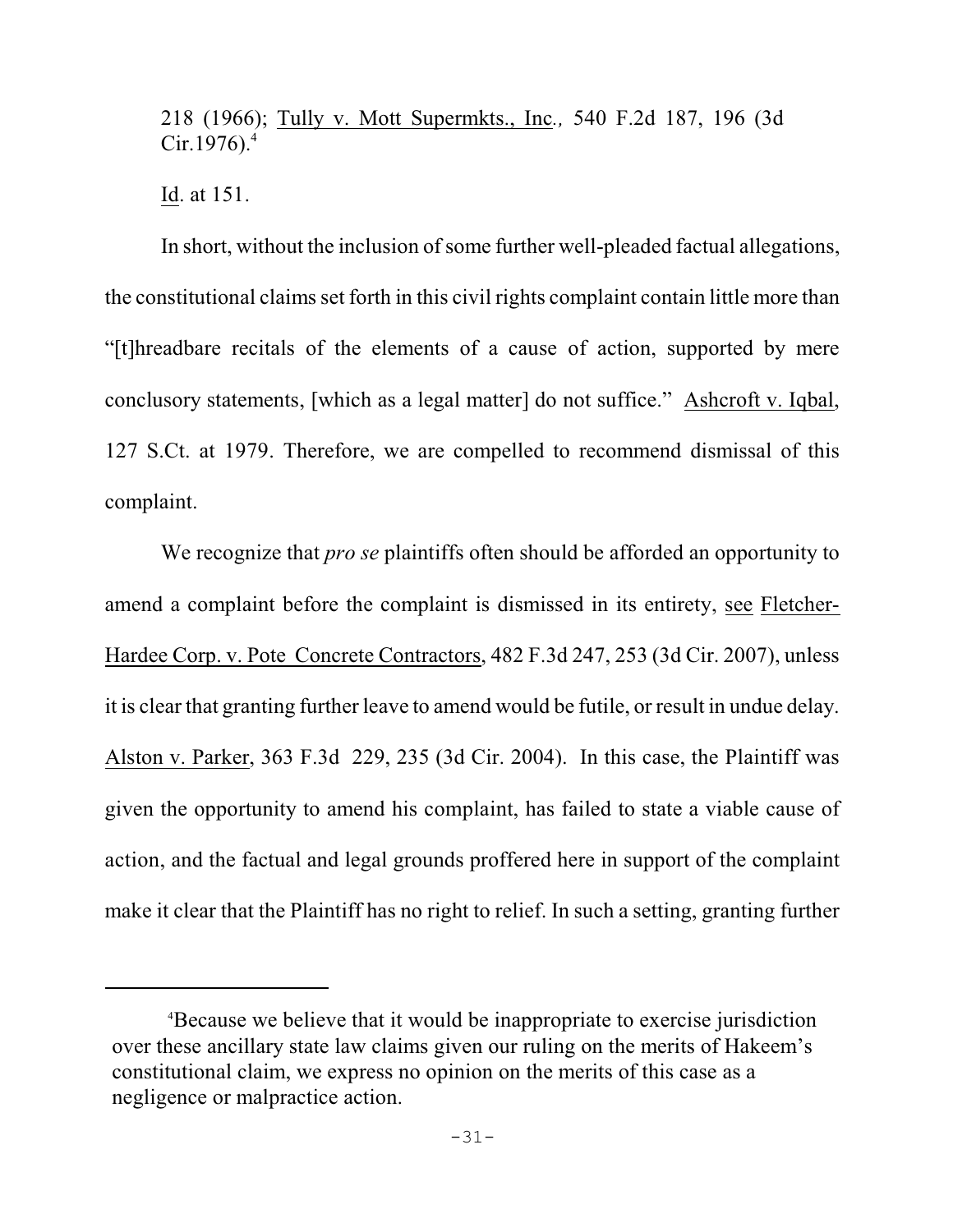218 (1966); Tully v. Mott Supermkts., Inc*.,* 540 F.2d 187, 196 (3d Cir.1976).[4]

Id. at 151.

In short, without the inclusion of some further well-pleaded factual allegations, the constitutional claims set forth in this civil rights complaint contain little more than "[t]hreadbare recitals of the elements of a cause of action, supported by mere conclusory statements, [which as a legal matter] do not suffice." Ashcroft v. Iqbal, 127 S.Ct. at 1979. Therefore, we are compelled to recommend dismissal of this complaint.

We recognize that *pro se* plaintiffs often should be afforded an opportunity to amend a complaint before the complaint is dismissed in its entirety, see Fletcher-Hardee Corp. v. Pote Concrete Contractors, 482 F.3d 247, 253 (3d Cir. 2007), unless it is clear that granting further leave to amend would be futile, or result in undue delay. Alston v. Parker, 363 F.3d 229, 235 (3d Cir. 2004). In this case, the Plaintiff was given the opportunity to amend his complaint, has failed to state a viable cause of action, and the factual and legal grounds proffered here in support of the complaint make it clear that the Plaintiff has no right to relief. In such a setting, granting further

---

[4]Because we believe that it would be inappropriate to exercise jurisdiction over these ancillary state law claims given our ruling on the merits of Hakeem's constitutional claim, we express no opinion on the merits of this case as a negligence or malpractice action.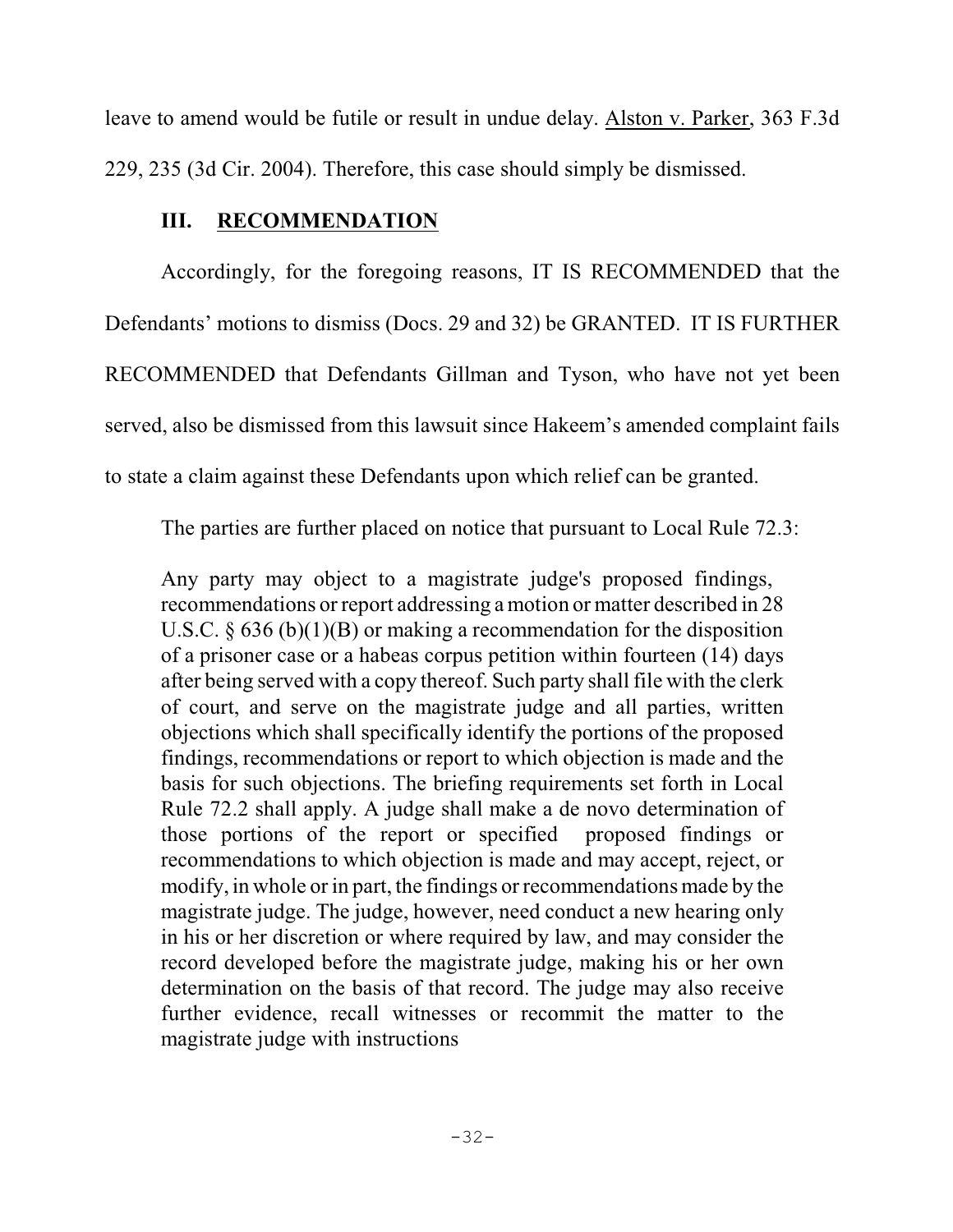leave to amend would be futile or result in undue delay. Alston v. Parker, 363 F.3d 229, 235 (3d Cir. 2004). Therefore, this case should simply be dismissed.

### III. RECOMMENDATION

Accordingly, for the foregoing reasons, IT IS RECOMMENDED that the Defendants' motions to dismiss (Docs. 29 and 32) be GRANTED. IT IS FURTHER RECOMMENDED that Defendants Gillman and Tyson, who have not yet been served, also be dismissed from this lawsuit since Hakeem's amended complaint fails to state a claim against these Defendants upon which relief can be granted.

The parties are further placed on notice that pursuant to Local Rule 72.3:

> Any party may object to a magistrate judge's proposed findings, recommendations or report addressing a motion or matter described in 28 U.S.C. § 636 (b)(1)(B) or making a recommendation for the disposition of a prisoner case or a habeas corpus petition within fourteen (14) days after being served with a copy thereof. Such party shall file with the clerk of court, and serve on the magistrate judge and all parties, written objections which shall specifically identify the portions of the proposed findings, recommendations or report to which objection is made and the basis for such objections. The briefing requirements set forth in Local Rule 72.2 shall apply. A judge shall make a de novo determination of those portions of the report or specified proposed findings or recommendations to which objection is made and may accept, reject, or modify, in whole or in part, the findings or recommendations made by the magistrate judge. The judge, however, need conduct a new hearing only in his or her discretion or where required by law, and may consider the record developed before the magistrate judge, making his or her own determination on the basis of that record. The judge may also receive further evidence, recall witnesses or recommit the matter to the magistrate judge with instructions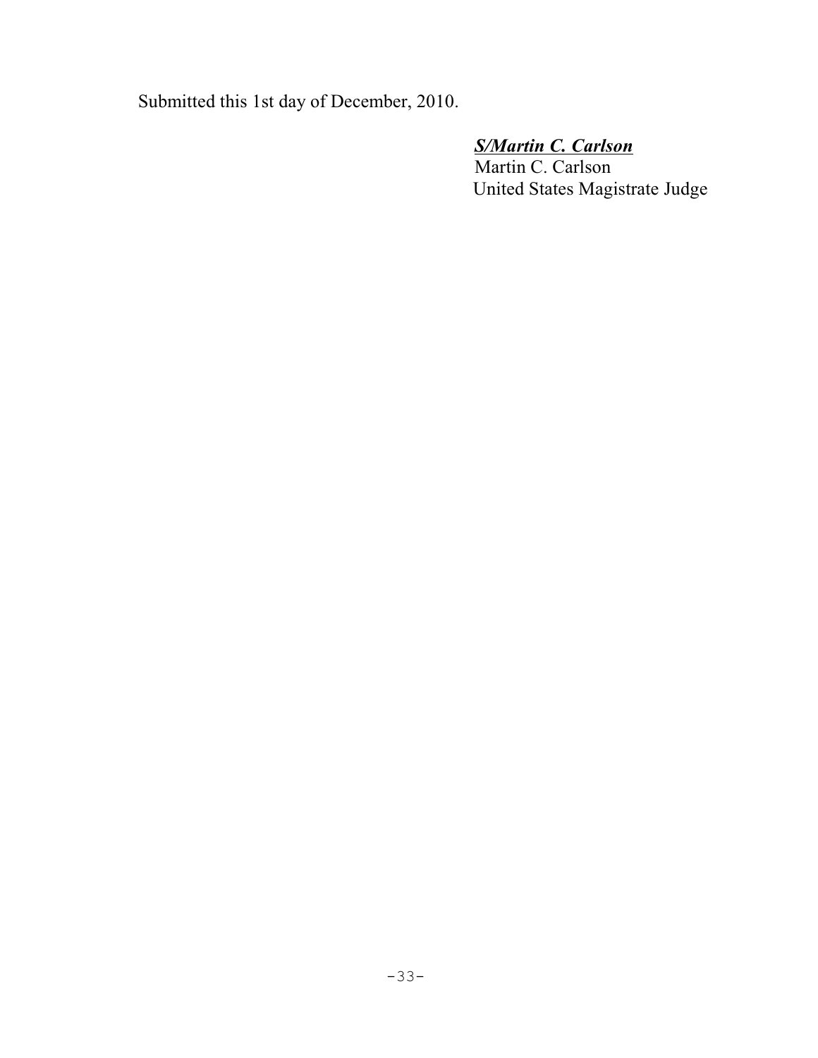Submitted this 1st day of December, 2010.

***S/Martin C. Carlson***
Martin C. Carlson
United States Magistrate Judge